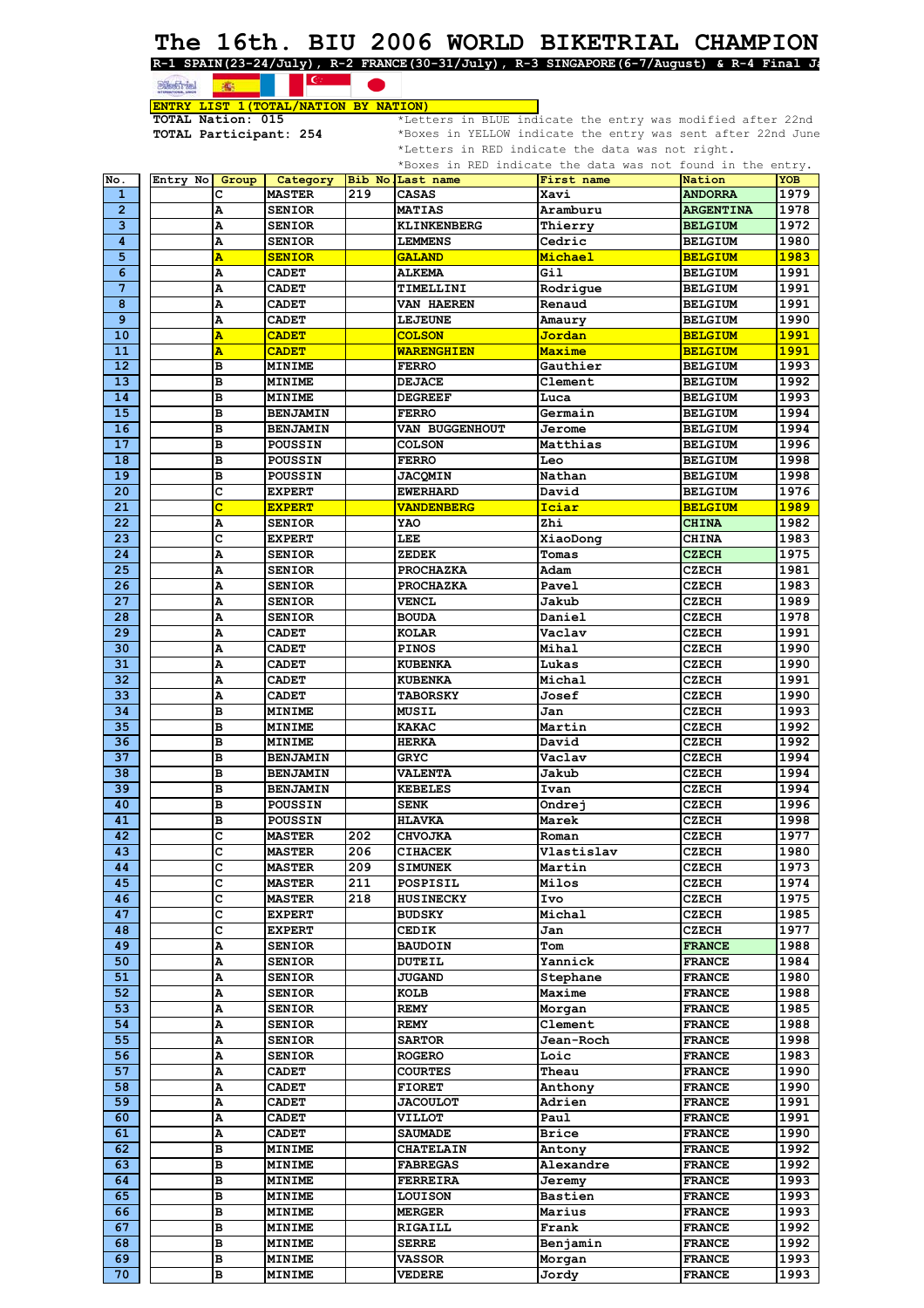# The 16th. BIU 2006 WORLD BIKETRIAL CHAMPION

**R-1 SPAIN(23-24/July), R-2 FRANCE(30-31/July), R-3 SINGAPORE(6-7/August) & R-4 Final Ja**

**ENTRY LIST 1(TOTAL/NATION BY NATION)**

**TOTAL Nation: 015**
**TOTAL Participant: 254**

*Letters in BLUE indicate the entry was modified after 22nd
*Boxes in YELLOW indicate the entry was sent after 22nd June
*Letters in RED indicate the data was not right.
*Boxes in RED indicate the data was not found in the entry.

| No. | Entry No | Group | Category | Bib No | Last name | First name | Nation | YOB |
|---|---|---|---|---|---|---|---|---|
| 1 | | C | MASTER | 219 | CASAS | Xavi | ANDORRA | 1979 |
| 2 | | A | SENIOR | | MATIAS | Aramburu | ARGENTINA | 1978 |
| 3 | | A | SENIOR | | KLINKENBERG | Thierry | BELGIUM | 1972 |
| 4 | | A | SENIOR | | LEMMENS | Cedric | BELGIUM | 1980 |
| 5 | | A | SENIOR | | GALAND | Michael | BELGIUM | 1983 |
| 6 | | A | CADET | | ALKEMA | Gil | BELGIUM | 1991 |
| 7 | | A | CADET | | TIMELLINI | Rodrigue | BELGIUM | 1991 |
| 8 | | A | CADET | | VAN HAEREN | Renaud | BELGIUM | 1991 |
| 9 | | A | CADET | | LEJEUNE | Amaury | BELGIUM | 1990 |
| 10 | | A | CADET | | COLSON | Jordan | BELGIUM | 1991 |
| 11 | | A | CADET | | WARENGHIEN | Maxime | BELGIUM | 1991 |
| 12 | | B | MINIME | | FERRO | Gauthier | BELGIUM | 1993 |
| 13 | | B | MINIME | | DEJACE | Clement | BELGIUM | 1992 |
| 14 | | B | MINIME | | DEGREEF | Luca | BELGIUM | 1993 |
| 15 | | B | BENJAMIN | | FERRO | Germain | BELGIUM | 1994 |
| 16 | | B | BENJAMIN | | VAN BUGGENHOUT | Jerome | BELGIUM | 1994 |
| 17 | | B | POUSSIN | | COLSON | Matthias | BELGIUM | 1996 |
| 18 | | B | POUSSIN | | FERRO | Leo | BELGIUM | 1998 |
| 19 | | B | POUSSIN | | JACQMIN | Nathan | BELGIUM | 1998 |
| 20 | | C | EXPERT | | EWERHARD | David | BELGIUM | 1976 |
| 21 | | C | EXPERT | | VANDENBERG | Iciar | BELGIUM | 1989 |
| 22 | | A | SENIOR | | YAO | Zhi | CHINA | 1982 |
| 23 | | C | EXPERT | | LEE | XiaoDong | CHINA | 1983 |
| 24 | | A | SENIOR | | ZEDEK | Tomas | CZECH | 1975 |
| 25 | | A | SENIOR | | PROCHAZKA | Adam | CZECH | 1981 |
| 26 | | A | SENIOR | | PROCHAZKA | Pavel | CZECH | 1983 |
| 27 | | A | SENIOR | | VENCL | Jakub | CZECH | 1989 |
| 28 | | A | SENIOR | | BOUDA | Daniel | CZECH | 1978 |
| 29 | | A | CADET | | KOLAR | Vaclav | CZECH | 1991 |
| 30 | | A | CADET | | PINOS | Mihal | CZECH | 1990 |
| 31 | | A | CADET | | KUBENKA | Lukas | CZECH | 1990 |
| 32 | | A | CADET | | KUBENKA | Michal | CZECH | 1991 |
| 33 | | A | CADET | | TABORSKY | Josef | CZECH | 1990 |
| 34 | | B | MINIME | | MUSIL | Jan | CZECH | 1993 |
| 35 | | B | MINIME | | KAKAC | Martin | CZECH | 1992 |
| 36 | | B | MINIME | | HERKA | David | CZECH | 1992 |
| 37 | | B | BENJAMIN | | GRYC | Vaclav | CZECH | 1994 |
| 38 | | B | BENJAMIN | | VALENTA | Jakub | CZECH | 1994 |
| 39 | | B | BENJAMIN | | KEBELES | Ivan | CZECH | 1994 |
| 40 | | B | POUSSIN | | SENK | Ondrej | CZECH | 1996 |
| 41 | | B | POUSSIN | | HLAVKA | Marek | CZECH | 1998 |
| 42 | | C | MASTER | 202 | CHVOJKA | Roman | CZECH | 1977 |
| 43 | | C | MASTER | 206 | CIHACEK | Vlastislav | CZECH | 1980 |
| 44 | | C | MASTER | 209 | SIMUNEK | Martin | CZECH | 1973 |
| 45 | | C | MASTER | 211 | POSPISIL | Milos | CZECH | 1974 |
| 46 | | C | MASTER | 218 | HUSINECKY | Ivo | CZECH | 1975 |
| 47 | | C | EXPERT | | BUDSKY | Michal | CZECH | 1985 |
| 48 | | C | EXPERT | | CEDIK | Jan | CZECH | 1977 |
| 49 | | A | SENIOR | | BAUDOIN | Tom | FRANCE | 1988 |
| 50 | | A | SENIOR | | DUTEIL | Yannick | FRANCE | 1984 |
| 51 | | A | SENIOR | | JUGAND | Stephane | FRANCE | 1980 |
| 52 | | A | SENIOR | | KOLB | Maxime | FRANCE | 1988 |
| 53 | | A | SENIOR | | REMY | Morgan | FRANCE | 1985 |
| 54 | | A | SENIOR | | REMY | Clement | FRANCE | 1988 |
| 55 | | A | SENIOR | | SARTOR | Jean-Roch | FRANCE | 1998 |
| 56 | | A | SENIOR | | ROGERO | Loic | FRANCE | 1983 |
| 57 | | A | CADET | | COURTES | Theau | FRANCE | 1990 |
| 58 | | A | CADET | | FIORET | Anthony | FRANCE | 1990 |
| 59 | | A | CADET | | JACOULOT | Adrien | FRANCE | 1991 |
| 60 | | A | CADET | | VILLOT | Paul | FRANCE | 1991 |
| 61 | | A | CADET | | SAUMADE | Brice | FRANCE | 1990 |
| 62 | | B | MINIME | | CHATELAIN | Antony | FRANCE | 1992 |
| 63 | | B | MINIME | | FABREGAS | Alexandre | FRANCE | 1992 |
| 64 | | B | MINIME | | FERREIRA | Jeremy | FRANCE | 1993 |
| 65 | | B | MINIME | | LOUISON | Bastien | FRANCE | 1993 |
| 66 | | B | MINIME | | MERGER | Marius | FRANCE | 1993 |
| 67 | | B | MINIME | | RIGAILL | Frank | FRANCE | 1992 |
| 68 | | B | MINIME | | SERRE | Benjamin | FRANCE | 1992 |
| 69 | | B | MINIME | | VASSOR | Morgan | FRANCE | 1993 |
| 70 | | B | MINIME | | VEDERE | Jordy | FRANCE | 1993 |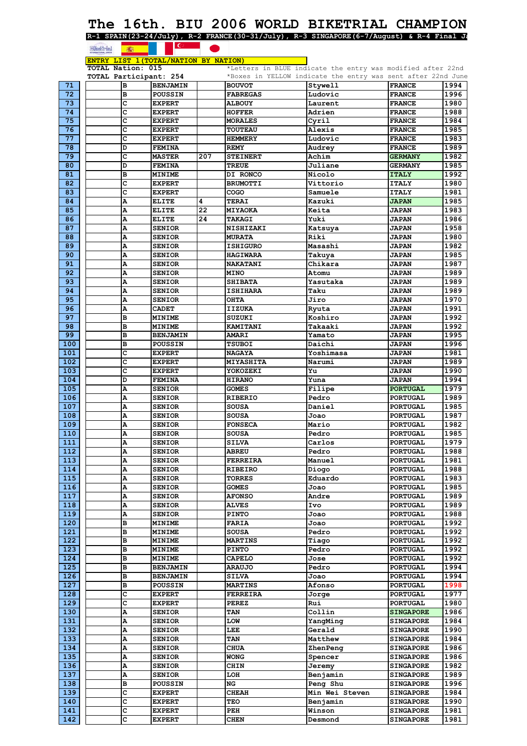# The 16th. BIU 2006 WORLD BIKETRIAL CHAMPION

**R-1 SPAIN(23-24/July), R-2 FRANCE(30-31/July), R-3 SINGAPORE(6-7/August) & R-4 Final Ja**

**ENTRY LIST 1(TOTAL/NATION BY NATION)**

TOTAL Nation: 015
TOTAL Participant: 254

*Letters in BLUE indicate the entry was modified after 22nd
*Boxes in YELLOW indicate the entry was sent after 22nd June

| | | | | | | | | |
|---|---|---|---|---|---|---|---|---|
| 71 | | B | BENJAMIN | | BOUVOT | Stywell | FRANCE | 1994 |
| 72 | | B | POUSSIN | | FABREGAS | Ludovic | FRANCE | 1996 |
| 73 | | C | EXPERT | | ALBOUY | Laurent | FRANCE | 1980 |
| 74 | | C | EXPERT | | HOFFER | Adrien | FRANCE | 1988 |
| 75 | | C | EXPERT | | MORALES | Cyril | FRANCE | 1984 |
| 76 | | C | EXPERT | | TOUTEAU | Alexis | FRANCE | 1985 |
| 77 | | C | EXPERT | | HEMMERY | Ludovic | FRANCE | 1983 |
| 78 | | D | FEMINA | | REMY | Audrey | FRANCE | 1989 |
| 79 | | C | MASTER | 207 | STEINERT | Achim | GERMANY | 1982 |
| 80 | | D | FEMINA | | TREUE | Juliane | GERMANY | 1985 |
| 81 | | B | MINIME | | DI RONCO | Nicolo | ITALY | 1992 |
| 82 | | C | EXPERT | | BRUMOTTI | Vittorio | ITALY | 1980 |
| 83 | | C | EXPERT | | COGO | Samuele | ITALY | 1981 |
| 84 | | A | ELITE | 4 | TERAI | Kazuki | JAPAN | 1985 |
| 85 | | A | ELITE | 22 | MIYAOKA | Keita | JAPAN | 1983 |
| 86 | | A | ELITE | 24 | TAKAGI | Yuki | JAPAN | 1986 |
| 87 | | A | SENIOR | | NISHIZAKI | Katsuya | JAPAN | 1958 |
| 88 | | A | SENIOR | | MURATA | Riki | JAPAN | 1980 |
| 89 | | A | SENIOR | | ISHIGURO | Masashi | JAPAN | 1982 |
| 90 | | A | SENIOR | | HAGIWARA | Takuya | JAPAN | 1985 |
| 91 | | A | SENIOR | | NAKATANI | Chikara | JAPAN | 1987 |
| 92 | | A | SENIOR | | MINO | Atomu | JAPAN | 1989 |
| 93 | | A | SENIOR | | SHIBATA | Yasutaka | JAPAN | 1989 |
| 94 | | A | SENIOR | | ISHIHARA | Taku | JAPAN | 1989 |
| 95 | | A | SENIOR | | OHTA | Jiro | JAPAN | 1970 |
| 96 | | A | CADET | | IIZUKA | Ryuta | JAPAN | 1991 |
| 97 | | B | MINIME | | SUZUKI | Koshiro | JAPAN | 1992 |
| 98 | | B | MINIME | | KAMITANI | Takaaki | JAPAN | 1992 |
| 99 | | B | BENJAMIN | | AMARI | Yamato | JAPAN | 1995 |
| 100 | | B | POUSSIN | | TSUBOI | Daichi | JAPAN | 1996 |
| 101 | | C | EXPERT | | NAGAYA | Yoshimasa | JAPAN | 1981 |
| 102 | | C | EXPERT | | MIYASHITA | Narumi | JAPAN | 1989 |
| 103 | | C | EXPERT | | YOKOZEKI | Yu | JAPAN | 1990 |
| 104 | | D | FEMINA | | HIRANO | Yuna | JAPAN | 1994 |
| 105 | | A | SENIOR | | GOMES | Filipe | PORTUGAL | 1979 |
| 106 | | A | SENIOR | | RIBERIO | Pedro | PORTUGAL | 1989 |
| 107 | | A | SENIOR | | SOUSA | Daniel | PORTUGAL | 1985 |
| 108 | | A | SENIOR | | SOUSA | Joao | PORTUGAL | 1987 |
| 109 | | A | SENIOR | | FONSECA | Mario | PORTUGAL | 1982 |
| 110 | | A | SENIOR | | SOUSA | Pedro | PORTUGAL | 1985 |
| 111 | | A | SENIOR | | SILVA | Carlos | PORTUGAL | 1979 |
| 112 | | A | SENIOR | | ABREU | Pedro | PORTUGAL | 1988 |
| 113 | | A | SENIOR | | FERREIRA | Manuel | PORTUGAL | 1981 |
| 114 | | A | SENIOR | | RIBEIRO | Diogo | PORTUGAL | 1988 |
| 115 | | A | SENIOR | | TORRES | Eduardo | PORTUGAL | 1983 |
| 116 | | A | SENIOR | | GOMES | Joao | PORTUGAL | 1985 |
| 117 | | A | SENIOR | | AFONSO | Andre | PORTUGAL | 1989 |
| 118 | | A | SENIOR | | ALVES | Ivo | PORTUGAL | 1989 |
| 119 | | A | SENIOR | | PINTO | Joao | PORTUGAL | 1988 |
| 120 | | B | MINIME | | FARIA | Joao | PORTUGAL | 1992 |
| 121 | | B | MINIME | | SOUSA | Pedro | PORTUGAL | 1992 |
| 122 | | B | MINIME | | MARTINS | Tiago | PORTUGAL | 1992 |
| 123 | | B | MINIME | | PINTO | Pedro | PORTUGAL | 1992 |
| 124 | | B | MINIME | | CAPELO | Jose | PORTUGAL | 1992 |
| 125 | | B | BENJAMIN | | ARAUJO | Pedro | PORTUGAL | 1994 |
| 126 | | B | BENJAMIN | | SILVA | Joao | PORTUGAL | 1994 |
| 127 | | B | POUSSIN | | MARTINS | Afonso | PORTUGAL | 1998 |
| 128 | | C | EXPERT | | FERREIRA | Jorge | PORTUGAL | 1977 |
| 129 | | C | EXPERT | | PEREZ | Rui | PORTUGAL | 1980 |
| 130 | | A | SENIOR | | TAN | Collin | SINGAPORE | 1986 |
| 131 | | A | SENIOR | | LOW | YangMing | SINGAPORE | 1984 |
| 132 | | A | SENIOR | | LEE | Gerald | SINGAPORE | 1990 |
| 133 | | A | SENIOR | | TAN | Matthew | SINGAPORE | 1984 |
| 134 | | A | SENIOR | | CHUA | ZhenPeng | SINGAPORE | 1986 |
| 135 | | A | SENIOR | | WONG | Spencer | SINGAPORE | 1986 |
| 136 | | A | SENIOR | | CHIN | Jeremy | SINGAPORE | 1982 |
| 137 | | A | SENIOR | | LOH | Benjamin | SINGAPORE | 1989 |
| 138 | | B | POUSSIN | | NG | Peng Shu | SINGAPORE | 1996 |
| 139 | | C | EXPERT | | CHEAH | Min Wei Steven | SINGAPORE | 1984 |
| 140 | | C | EXPERT | | TEO | Benjamin | SINGAPORE | 1990 |
| 141 | | C | EXPERT | | PEH | Winson | SINGAPORE | 1981 |
| 142 | | C | EXPERT | | CHEN | Desmond | SINGAPORE | 1981 |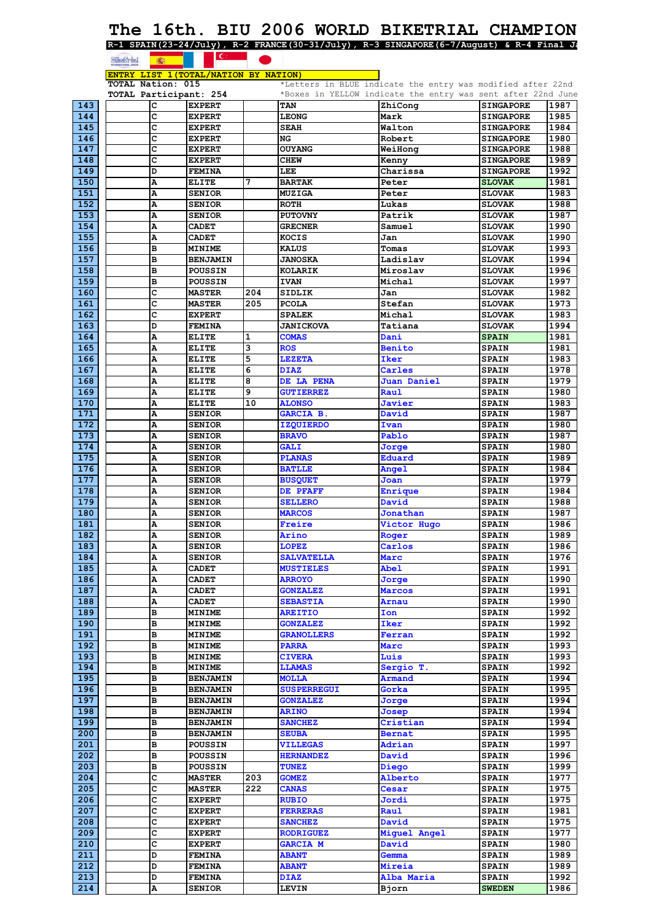# The 16th. BIU 2006 WORLD BIKETRIAL CHAMPION

**R-1 SPAIN(23-24/July), R-2 FRANCE(30-31/July), R-3 SINGAPORE(6-7/August) & R-4 Final J**

**ENTRY LIST 1(TOTAL/NATION BY NATION)**

**TOTAL Nation: 015**
**TOTAL Participant: 254**

*Letters in BLUE indicate the entry was modified after 22nd
*Boxes in YELLOW indicate the entry was sent after 22nd June

| | | | | | | | | |
|---|---|---|---|---|---|---|---|---|
| 143 | | C | EXPERT | | TAN | ZhiCong | SINGAPORE | 1987 |
| 144 | | C | EXPERT | | LEONG | Mark | SINGAPORE | 1985 |
| 145 | | C | EXPERT | | SEAH | Walton | SINGAPORE | 1984 |
| 146 | | C | EXPERT | | NG | Robert | SINGAPORE | 1980 |
| 147 | | C | EXPERT | | OUYANG | WeiHong | SINGAPORE | 1988 |
| 148 | | C | EXPERT | | CHEW | Kenny | SINGAPORE | 1989 |
| 149 | | D | FEMINA | | LEE | Charissa | SINGAPORE | 1992 |
| 150 | | A | ELITE | 7 | BARTAK | Peter | SLOVAK | 1981 |
| 151 | | A | SENIOR | | MUZIGA | Peter | SLOVAK | 1983 |
| 152 | | A | SENIOR | | ROTH | Lukas | SLOVAK | 1988 |
| 153 | | A | SENIOR | | PUTOVNY | Patrik | SLOVAK | 1987 |
| 154 | | A | CADET | | GRECNER | Samuel | SLOVAK | 1990 |
| 155 | | A | CADET | | KOCIS | Jan | SLOVAK | 1990 |
| 156 | | B | MINIME | | KALUS | Tomas | SLOVAK | 1993 |
| 157 | | B | BENJAMIN | | JANOSKA | Ladislav | SLOVAK | 1994 |
| 158 | | B | POUSSIN | | KOLARIK | Miroslav | SLOVAK | 1996 |
| 159 | | B | POUSSIN | | IVAN | Michal | SLOVAK | 1997 |
| 160 | | C | MASTER | 204 | SIDLIK | Jan | SLOVAK | 1982 |
| 161 | | C | MASTER | 205 | PCOLA | Stefan | SLOVAK | 1973 |
| 162 | | C | EXPERT | | SPALEK | Michal | SLOVAK | 1983 |
| 163 | | D | FEMINA | | JANICKOVA | Tatiana | SLOVAK | 1994 |
| 164 | | A | ELITE | 1 | COMAS | Dani | SPAIN | 1981 |
| 165 | | A | ELITE | 3 | ROS | Benito | SPAIN | 1981 |
| 166 | | A | ELITE | 5 | LEZETA | Iker | SPAIN | 1983 |
| 167 | | A | ELITE | 6 | DIAZ | Carles | SPAIN | 1978 |
| 168 | | A | ELITE | 8 | DE LA PENA | Juan Daniel | SPAIN | 1979 |
| 169 | | A | ELITE | 9 | GUTIERREZ | Raul | SPAIN | 1980 |
| 170 | | A | ELITE | 10 | ALONSO | Javier | SPAIN | 1983 |
| 171 | | A | SENIOR | | GARCIA B. | David | SPAIN | 1987 |
| 172 | | A | SENIOR | | IZQUIERDO | Ivan | SPAIN | 1980 |
| 173 | | A | SENIOR | | BRAVO | Pablo | SPAIN | 1987 |
| 174 | | A | SENIOR | | GALI | Jorge | SPAIN | 1980 |
| 175 | | A | SENIOR | | PLANAS | Eduard | SPAIN | 1989 |
| 176 | | A | SENIOR | | BATLLE | Angel | SPAIN | 1984 |
| 177 | | A | SENIOR | | BUSQUET | Joan | SPAIN | 1979 |
| 178 | | A | SENIOR | | DE PFAFF | Enrique | SPAIN | 1984 |
| 179 | | A | SENIOR | | SELLERO | David | SPAIN | 1988 |
| 180 | | A | SENIOR | | MARCOS | Jonathan | SPAIN | 1987 |
| 181 | | A | SENIOR | | Freire | Victor Hugo | SPAIN | 1986 |
| 182 | | A | SENIOR | | Arino | Roger | SPAIN | 1989 |
| 183 | | A | SENIOR | | LOPEZ | Carlos | SPAIN | 1986 |
| 184 | | A | SENIOR | | SALVATELLA | Marc | SPAIN | 1976 |
| 185 | | A | CADET | | MUSTIELES | Abel | SPAIN | 1991 |
| 186 | | A | CADET | | ARROYO | Jorge | SPAIN | 1990 |
| 187 | | A | CADET | | GONZALEZ | Marcos | SPAIN | 1991 |
| 188 | | A | CADET | | SEBASTIA | Arnau | SPAIN | 1990 |
| 189 | | B | MINIME | | AREITIO | Ion | SPAIN | 1992 |
| 190 | | B | MINIME | | GONZALEZ | Iker | SPAIN | 1992 |
| 191 | | B | MINIME | | GRANOLLERS | Ferran | SPAIN | 1992 |
| 192 | | B | MINIME | | PARRA | Marc | SPAIN | 1993 |
| 193 | | B | MINIME | | CIVERA | Luis | SPAIN | 1993 |
| 194 | | B | MINIME | | LLAMAS | Sergio T. | SPAIN | 1992 |
| 195 | | B | BENJAMIN | | MOLLA | Armand | SPAIN | 1994 |
| 196 | | B | BENJAMIN | | SUSPERREGUI | Gorka | SPAIN | 1995 |
| 197 | | B | BENJAMIN | | GONZALEZ | Jorge | SPAIN | 1994 |
| 198 | | B | BENJAMIN | | ARINO | Josep | SPAIN | 1994 |
| 199 | | B | BENJAMIN | | SANCHEZ | Cristian | SPAIN | 1994 |
| 200 | | B | BENJAMIN | | SEUBA | Bernat | SPAIN | 1995 |
| 201 | | B | POUSSIN | | VILLEGAS | Adrian | SPAIN | 1997 |
| 202 | | B | POUSSIN | | HERNANDEZ | David | SPAIN | 1996 |
| 203 | | B | POUSSIN | | TUNEZ | Diego | SPAIN | 1999 |
| 204 | | C | MASTER | 203 | GOMEZ | Alberto | SPAIN | 1977 |
| 205 | | C | MASTER | 222 | CANAS | Cesar | SPAIN | 1975 |
| 206 | | C | EXPERT | | RUBIO | Jordi | SPAIN | 1975 |
| 207 | | C | EXPERT | | FERRERAS | Raul | SPAIN | 1981 |
| 208 | | C | EXPERT | | SANCHEZ | David | SPAIN | 1975 |
| 209 | | C | EXPERT | | RODRIGUEZ | Miguel Angel | SPAIN | 1977 |
| 210 | | C | EXPERT | | GARCIA M | David | SPAIN | 1980 |
| 211 | | D | FEMINA | | ABANT | Gemma | SPAIN | 1989 |
| 212 | | D | FEMINA | | ABANT | Mireia | SPAIN | 1989 |
| 213 | | D | FEMINA | | DIAZ | Alba Maria | SPAIN | 1992 |
| 214 | | A | SENIOR | | LEVIN | Bjorn | SWEDEN | 1986 |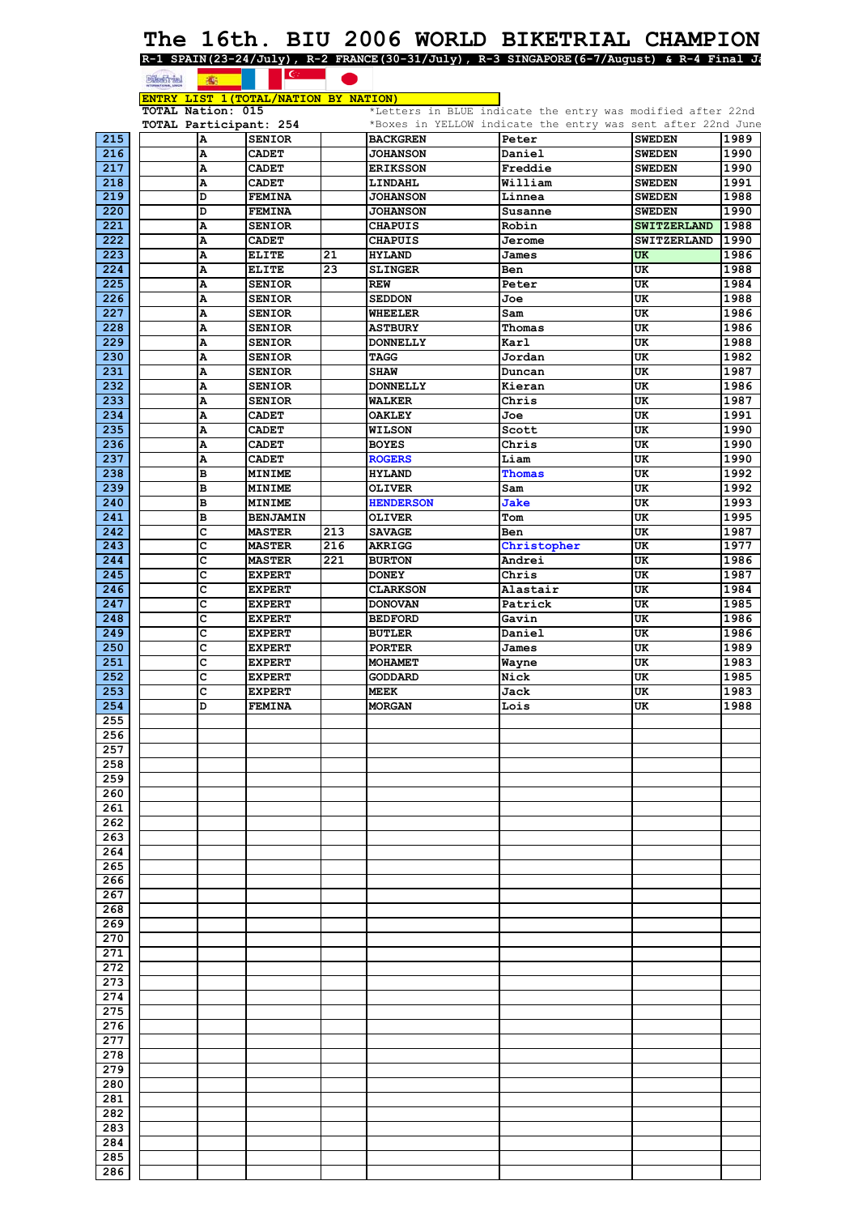# The 16th. BIU 2006 WORLD BIKETRIAL CHAMPION

**R-1 SPAIN(23-24/July), R-2 FRANCE(30-31/July), R-3 SINGAPORE(6-7/August) & R-4 Final Ja**

**ENTRY LIST 1(TOTAL/NATION BY NATION)**

**TOTAL Nation: 015**
**TOTAL Participant: 254**

*Letters in BLUE indicate the entry was modified after 22nd
*Boxes in YELLOW indicate the entry was sent after 22nd June

| | | | | | | | | |
|---|---|---|---|---|---|---|---|---|
| 215 | | A | SENIOR | | BACKGREN | Peter | SWEDEN | 1989 |
| 216 | | A | CADET | | JOHANSON | Daniel | SWEDEN | 1990 |
| 217 | | A | CADET | | ERIKSSON | Freddie | SWEDEN | 1990 |
| 218 | | A | CADET | | LINDAHL | William | SWEDEN | 1991 |
| 219 | | D | FEMINA | | JOHANSON | Linnea | SWEDEN | 1988 |
| 220 | | D | FEMINA | | JOHANSON | Susanne | SWEDEN | 1990 |
| 221 | | A | SENIOR | | CHAPUIS | Robin | SWITZERLAND | 1988 |
| 222 | | A | CADET | | CHAPUIS | Jerome | SWITZERLAND | 1990 |
| 223 | | A | ELITE | 21 | HYLAND | James | UK | 1986 |
| 224 | | A | ELITE | 23 | SLINGER | Ben | UK | 1988 |
| 225 | | A | SENIOR | | REW | Peter | UK | 1984 |
| 226 | | A | SENIOR | | SEDDON | Joe | UK | 1988 |
| 227 | | A | SENIOR | | WHEELER | Sam | UK | 1986 |
| 228 | | A | SENIOR | | ASTBURY | Thomas | UK | 1986 |
| 229 | | A | SENIOR | | DONNELLY | Karl | UK | 1988 |
| 230 | | A | SENIOR | | TAGG | Jordan | UK | 1982 |
| 231 | | A | SENIOR | | SHAW | Duncan | UK | 1987 |
| 232 | | A | SENIOR | | DONNELLY | Kieran | UK | 1986 |
| 233 | | A | SENIOR | | WALKER | Chris | UK | 1987 |
| 234 | | A | CADET | | OAKLEY | Joe | UK | 1991 |
| 235 | | A | CADET | | WILSON | Scott | UK | 1990 |
| 236 | | A | CADET | | BOYES | Chris | UK | 1990 |
| 237 | | A | CADET | | ROGERS | Liam | UK | 1990 |
| 238 | | B | MINIME | | HYLAND | Thomas | UK | 1992 |
| 239 | | B | MINIME | | OLIVER | Sam | UK | 1992 |
| 240 | | B | MINIME | | HENDERSON | Jake | UK | 1993 |
| 241 | | B | BENJAMIN | | OLIVER | Tom | UK | 1995 |
| 242 | | C | MASTER | 213 | SAVAGE | Ben | UK | 1987 |
| 243 | | C | MASTER | 216 | AKRIGG | Christopher | UK | 1977 |
| 244 | | C | MASTER | 221 | BURTON | Andrei | UK | 1986 |
| 245 | | C | EXPERT | | DONEY | Chris | UK | 1987 |
| 246 | | C | EXPERT | | CLARKSON | Alastair | UK | 1984 |
| 247 | | C | EXPERT | | DONOVAN | Patrick | UK | 1985 |
| 248 | | C | EXPERT | | BEDFORD | Gavin | UK | 1986 |
| 249 | | C | EXPERT | | BUTLER | Daniel | UK | 1986 |
| 250 | | C | EXPERT | | PORTER | James | UK | 1989 |
| 251 | | C | EXPERT | | MOHAMET | Wayne | UK | 1983 |
| 252 | | C | EXPERT | | GODDARD | Nick | UK | 1985 |
| 253 | | C | EXPERT | | MEEK | Jack | UK | 1983 |
| 254 | | D | FEMINA | | MORGAN | Lois | UK | 1988 |
| 255 | | | | | | | | |
| 256 | | | | | | | | |
| 257 | | | | | | | | |
| 258 | | | | | | | | |
| 259 | | | | | | | | |
| 260 | | | | | | | | |
| 261 | | | | | | | | |
| 262 | | | | | | | | |
| 263 | | | | | | | | |
| 264 | | | | | | | | |
| 265 | | | | | | | | |
| 266 | | | | | | | | |
| 267 | | | | | | | | |
| 268 | | | | | | | | |
| 269 | | | | | | | | |
| 270 | | | | | | | | |
| 271 | | | | | | | | |
| 272 | | | | | | | | |
| 273 | | | | | | | | |
| 274 | | | | | | | | |
| 275 | | | | | | | | |
| 276 | | | | | | | | |
| 277 | | | | | | | | |
| 278 | | | | | | | | |
| 279 | | | | | | | | |
| 280 | | | | | | | | |
| 281 | | | | | | | | |
| 282 | | | | | | | | |
| 283 | | | | | | | | |
| 284 | | | | | | | | |
| 285 | | | | | | | | |
| 286 | | | | | | | | |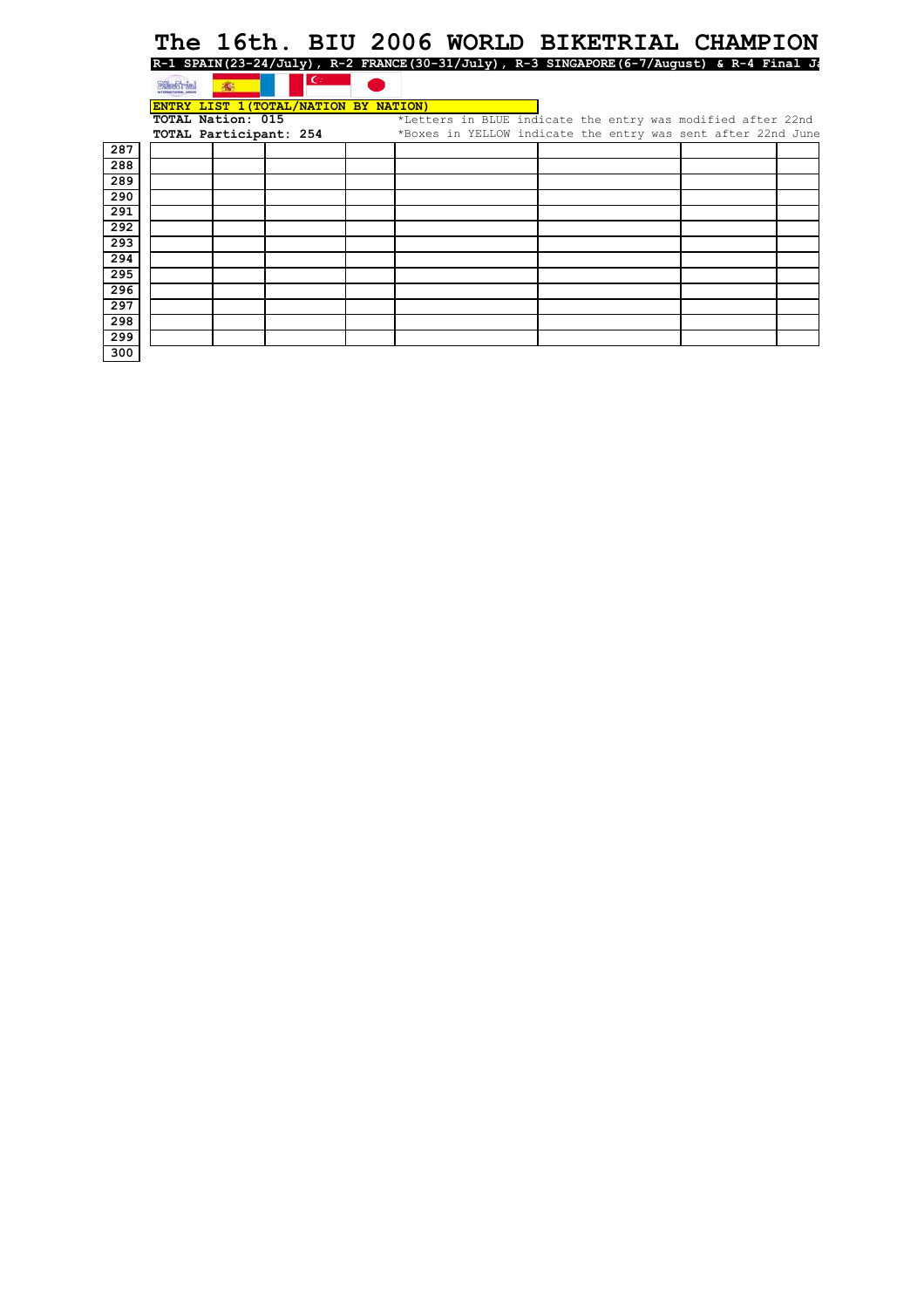# The 16th. BIU 2006 WORLD BIKETRIAL CHAMPION

**R-1 SPAIN(23-24/July), R-2 FRANCE(30-31/July), R-3 SINGAPORE(6-7/August) & R-4 Final J**

**ENTRY LIST 1(TOTAL/NATION BY NATION)**

**TOTAL Nation: 015**
**TOTAL Participant: 254**

*Letters in BLUE indicate the entry was modified after 22nd
*Boxes in YELLOW indicate the entry was sent after 22nd June

| | | | | | | | | |
|---|---|---|---|---|---|---|---|---|
| 287 | | | | | | | | |
| 288 | | | | | | | | |
| 289 | | | | | | | | |
| 290 | | | | | | | | |
| 291 | | | | | | | | |
| 292 | | | | | | | | |
| 293 | | | | | | | | |
| 294 | | | | | | | | |
| 295 | | | | | | | | |
| 296 | | | | | | | | |
| 297 | | | | | | | | |
| 298 | | | | | | | | |
| 299 | | | | | | | | |
| 300 | | | | | | | | |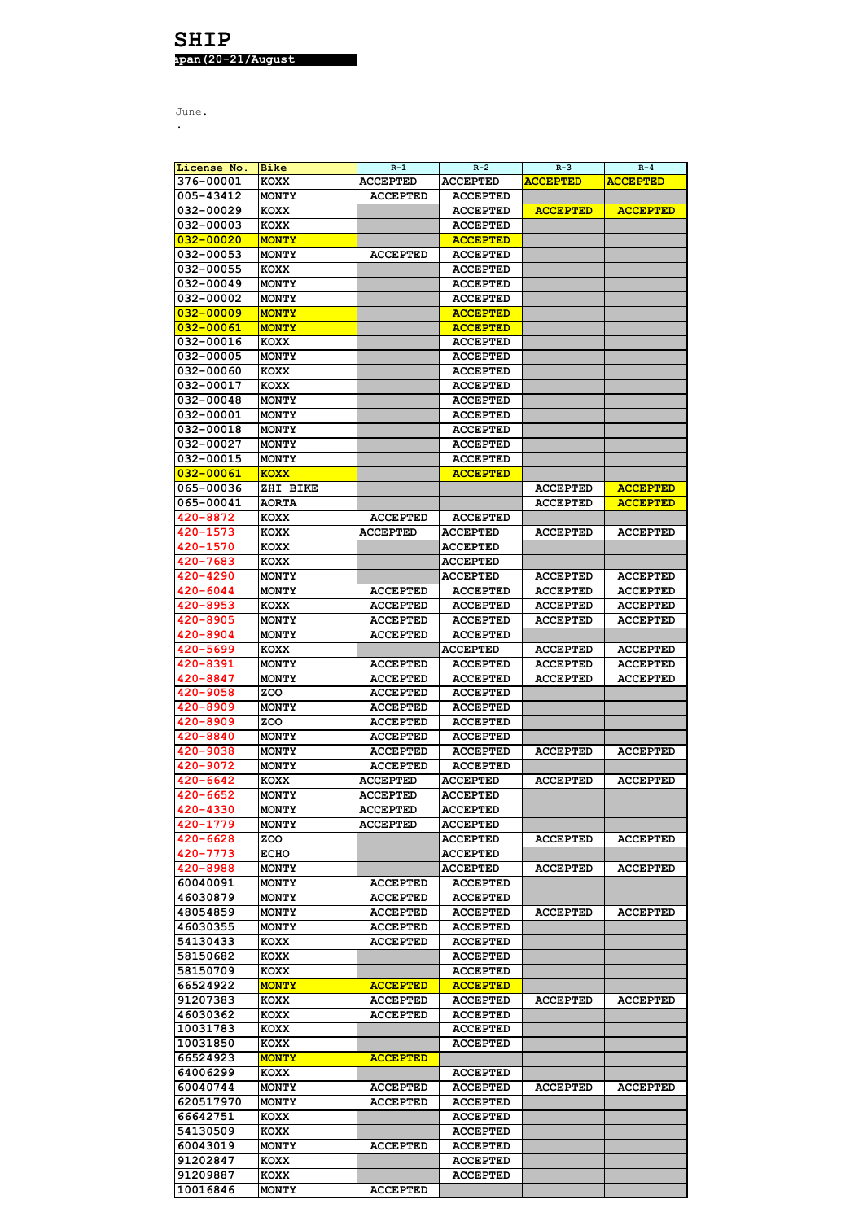# SHIP

apan(20-21/August

June.

.

| License No. | Bike | R-1 | R-2 | R-3 | R-4 |
|---|---|---|---|---|---|
| 376-00001 | KOXX | ACCEPTED | ACCEPTED | ACCEPTED | ACCEPTED |
| 005-43412 | MONTY | ACCEPTED | ACCEPTED | | |
| 032-00029 | KOXX | | ACCEPTED | ACCEPTED | ACCEPTED |
| 032-00003 | KOXX | | ACCEPTED | | |
| 032-00020 | MONTY | | ACCEPTED | | |
| 032-00053 | MONTY | ACCEPTED | ACCEPTED | | |
| 032-00055 | KOXX | | ACCEPTED | | |
| 032-00049 | MONTY | | ACCEPTED | | |
| 032-00002 | MONTY | | ACCEPTED | | |
| 032-00009 | MONTY | | ACCEPTED | | |
| 032-00061 | MONTY | | ACCEPTED | | |
| 032-00016 | KOXX | | ACCEPTED | | |
| 032-00005 | MONTY | | ACCEPTED | | |
| 032-00060 | KOXX | | ACCEPTED | | |
| 032-00017 | KOXX | | ACCEPTED | | |
| 032-00048 | MONTY | | ACCEPTED | | |
| 032-00001 | MONTY | | ACCEPTED | | |
| 032-00018 | MONTY | | ACCEPTED | | |
| 032-00027 | MONTY | | ACCEPTED | | |
| 032-00015 | MONTY | | ACCEPTED | | |
| 032-00061 | KOXX | | ACCEPTED | | |
| 065-00036 | ZHI BIKE | | | ACCEPTED | ACCEPTED |
| 065-00041 | AORTA | | | ACCEPTED | ACCEPTED |
| 420-8872 | KOXX | ACCEPTED | ACCEPTED | | |
| 420-1573 | KOXX | ACCEPTED | ACCEPTED | ACCEPTED | ACCEPTED |
| 420-1570 | KOXX | | ACCEPTED | | |
| 420-7683 | KOXX | | ACCEPTED | | |
| 420-4290 | MONTY | | ACCEPTED | ACCEPTED | ACCEPTED |
| 420-6044 | MONTY | ACCEPTED | ACCEPTED | ACCEPTED | ACCEPTED |
| 420-8953 | KOXX | ACCEPTED | ACCEPTED | ACCEPTED | ACCEPTED |
| 420-8905 | MONTY | ACCEPTED | ACCEPTED | ACCEPTED | ACCEPTED |
| 420-8904 | MONTY | ACCEPTED | ACCEPTED | | |
| 420-5699 | KOXX | | ACCEPTED | ACCEPTED | ACCEPTED |
| 420-8391 | MONTY | ACCEPTED | ACCEPTED | ACCEPTED | ACCEPTED |
| 420-8847 | MONTY | ACCEPTED | ACCEPTED | ACCEPTED | ACCEPTED |
| 420-9058 | ZOO | ACCEPTED | ACCEPTED | | |
| 420-8909 | MONTY | ACCEPTED | ACCEPTED | | |
| 420-8909 | ZOO | ACCEPTED | ACCEPTED | | |
| 420-8840 | MONTY | ACCEPTED | ACCEPTED | | |
| 420-9038 | MONTY | ACCEPTED | ACCEPTED | ACCEPTED | ACCEPTED |
| 420-9072 | MONTY | ACCEPTED | ACCEPTED | | |
| 420-6642 | KOXX | ACCEPTED | ACCEPTED | ACCEPTED | ACCEPTED |
| 420-6652 | MONTY | ACCEPTED | ACCEPTED | | |
| 420-4330 | MONTY | ACCEPTED | ACCEPTED | | |
| 420-1779 | MONTY | ACCEPTED | ACCEPTED | | |
| 420-6628 | ZOO | | ACCEPTED | ACCEPTED | ACCEPTED |
| 420-7773 | ECHO | | ACCEPTED | | |
| 420-8988 | MONTY | | ACCEPTED | ACCEPTED | ACCEPTED |
| 60040091 | MONTY | ACCEPTED | ACCEPTED | | |
| 46030879 | MONTY | ACCEPTED | ACCEPTED | | |
| 48054859 | MONTY | ACCEPTED | ACCEPTED | ACCEPTED | ACCEPTED |
| 46030355 | MONTY | ACCEPTED | ACCEPTED | | |
| 54130433 | KOXX | ACCEPTED | ACCEPTED | | |
| 58150682 | KOXX | | ACCEPTED | | |
| 58150709 | KOXX | | ACCEPTED | | |
| 66524922 | MONTY | ACCEPTED | ACCEPTED | | |
| 91207383 | KOXX | ACCEPTED | ACCEPTED | ACCEPTED | ACCEPTED |
| 46030362 | KOXX | ACCEPTED | ACCEPTED | | |
| 10031783 | KOXX | | ACCEPTED | | |
| 10031850 | KOXX | | ACCEPTED | | |
| 66524923 | MONTY | ACCEPTED | | | |
| 64006299 | KOXX | | ACCEPTED | | |
| 60040744 | MONTY | ACCEPTED | ACCEPTED | ACCEPTED | ACCEPTED |
| 620517970 | MONTY | ACCEPTED | ACCEPTED | | |
| 66642751 | KOXX | | ACCEPTED | | |
| 54130509 | KOXX | | ACCEPTED | | |
| 60043019 | MONTY | ACCEPTED | ACCEPTED | | |
| 91202847 | KOXX | | ACCEPTED | | |
| 91209887 | KOXX | | ACCEPTED | | |
| 10016846 | MONTY | ACCEPTED | | | |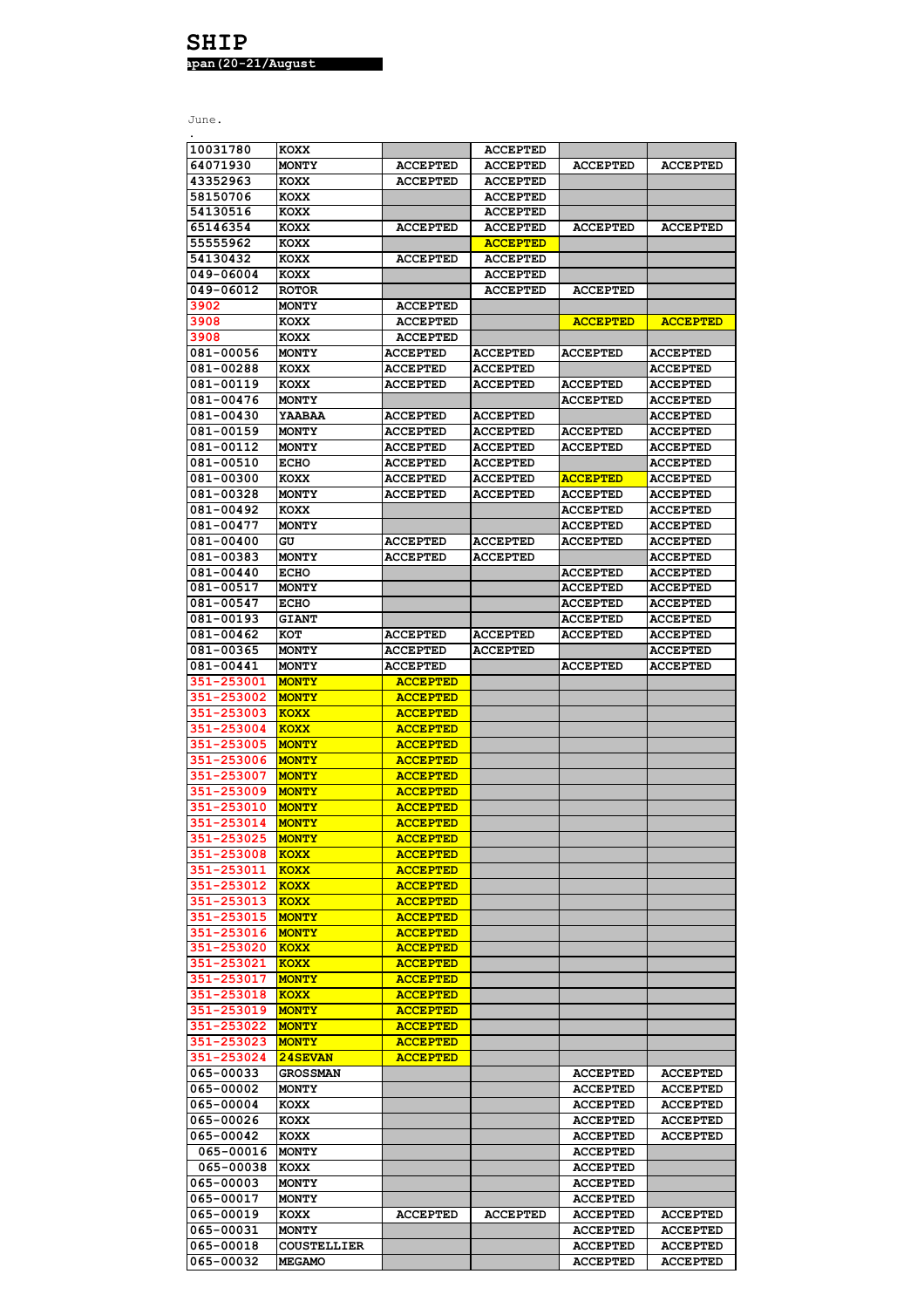# SHIP

apan(20-21/August

June.

.

| | | | | | |
|---|---|---|---|---|---|
| 10031780 | KOXX | | ACCEPTED | | |
| 64071930 | MONTY | ACCEPTED | ACCEPTED | ACCEPTED | ACCEPTED |
| 43352963 | KOXX | ACCEPTED | ACCEPTED | | |
| 58150706 | KOXX | | ACCEPTED | | |
| 54130516 | KOXX | | ACCEPTED | | |
| 65146354 | KOXX | ACCEPTED | ACCEPTED | ACCEPTED | ACCEPTED |
| 55555962 | KOXX | | ACCEPTED | | |
| 54130432 | KOXX | ACCEPTED | ACCEPTED | | |
| 049-06004 | KOXX | | ACCEPTED | | |
| 049-06012 | ROTOR | | ACCEPTED | ACCEPTED | |
| 3902 | MONTY | ACCEPTED | | | |
| 3908 | KOXX | ACCEPTED | | ACCEPTED | ACCEPTED |
| 3908 | KOXX | ACCEPTED | | | |
| 081-00056 | MONTY | ACCEPTED | ACCEPTED | ACCEPTED | ACCEPTED |
| 081-00288 | KOXX | ACCEPTED | ACCEPTED | | ACCEPTED |
| 081-00119 | KOXX | ACCEPTED | ACCEPTED | ACCEPTED | ACCEPTED |
| 081-00476 | MONTY | | | ACCEPTED | ACCEPTED |
| 081-00430 | YAABAA | ACCEPTED | ACCEPTED | | ACCEPTED |
| 081-00159 | MONTY | ACCEPTED | ACCEPTED | ACCEPTED | ACCEPTED |
| 081-00112 | MONTY | ACCEPTED | ACCEPTED | ACCEPTED | ACCEPTED |
| 081-00510 | ECHO | ACCEPTED | ACCEPTED | | ACCEPTED |
| 081-00300 | KOXX | ACCEPTED | ACCEPTED | ACCEPTED | ACCEPTED |
| 081-00328 | MONTY | ACCEPTED | ACCEPTED | ACCEPTED | ACCEPTED |
| 081-00492 | KOXX | | | ACCEPTED | ACCEPTED |
| 081-00477 | MONTY | | | ACCEPTED | ACCEPTED |
| 081-00400 | GU | ACCEPTED | ACCEPTED | ACCEPTED | ACCEPTED |
| 081-00383 | MONTY | ACCEPTED | ACCEPTED | | ACCEPTED |
| 081-00440 | ECHO | | | ACCEPTED | ACCEPTED |
| 081-00517 | MONTY | | | ACCEPTED | ACCEPTED |
| 081-00547 | ECHO | | | ACCEPTED | ACCEPTED |
| 081-00193 | GIANT | | | ACCEPTED | ACCEPTED |
| 081-00462 | KOT | ACCEPTED | ACCEPTED | ACCEPTED | ACCEPTED |
| 081-00365 | MONTY | ACCEPTED | ACCEPTED | | ACCEPTED |
| 081-00441 | MONTY | ACCEPTED | | ACCEPTED | ACCEPTED |
| 351-253001 | MONTY | ACCEPTED | | | |
| 351-253002 | MONTY | ACCEPTED | | | |
| 351-253003 | KOXX | ACCEPTED | | | |
| 351-253004 | KOXX | ACCEPTED | | | |
| 351-253005 | MONTY | ACCEPTED | | | |
| 351-253006 | MONTY | ACCEPTED | | | |
| 351-253007 | MONTY | ACCEPTED | | | |
| 351-253009 | MONTY | ACCEPTED | | | |
| 351-253010 | MONTY | ACCEPTED | | | |
| 351-253014 | MONTY | ACCEPTED | | | |
| 351-253025 | MONTY | ACCEPTED | | | |
| 351-253008 | KOXX | ACCEPTED | | | |
| 351-253011 | KOXX | ACCEPTED | | | |
| 351-253012 | KOXX | ACCEPTED | | | |
| 351-253013 | KOXX | ACCEPTED | | | |
| 351-253015 | MONTY | ACCEPTED | | | |
| 351-253016 | MONTY | ACCEPTED | | | |
| 351-253020 | KOXX | ACCEPTED | | | |
| 351-253021 | KOXX | ACCEPTED | | | |
| 351-253017 | MONTY | ACCEPTED | | | |
| 351-253018 | KOXX | ACCEPTED | | | |
| 351-253019 | MONTY | ACCEPTED | | | |
| 351-253022 | MONTY | ACCEPTED | | | |
| 351-253023 | MONTY | ACCEPTED | | | |
| 351-253024 | 24SEVAN | ACCEPTED | | | |
| 065-00033 | GROSSMAN | | | ACCEPTED | ACCEPTED |
| 065-00002 | MONTY | | | ACCEPTED | ACCEPTED |
| 065-00004 | KOXX | | | ACCEPTED | ACCEPTED |
| 065-00026 | KOXX | | | ACCEPTED | ACCEPTED |
| 065-00042 | KOXX | | | ACCEPTED | ACCEPTED |
| 065-00016 | MONTY | | | ACCEPTED | |
| 065-00038 | KOXX | | | ACCEPTED | |
| 065-00003 | MONTY | | | ACCEPTED | |
| 065-00017 | MONTY | | | ACCEPTED | |
| 065-00019 | KOXX | ACCEPTED | ACCEPTED | ACCEPTED | ACCEPTED |
| 065-00031 | MONTY | | | ACCEPTED | ACCEPTED |
| 065-00018 | COUSTELLIER | | | ACCEPTED | ACCEPTED |
| 065-00032 | MEGAMO | | | ACCEPTED | ACCEPTED |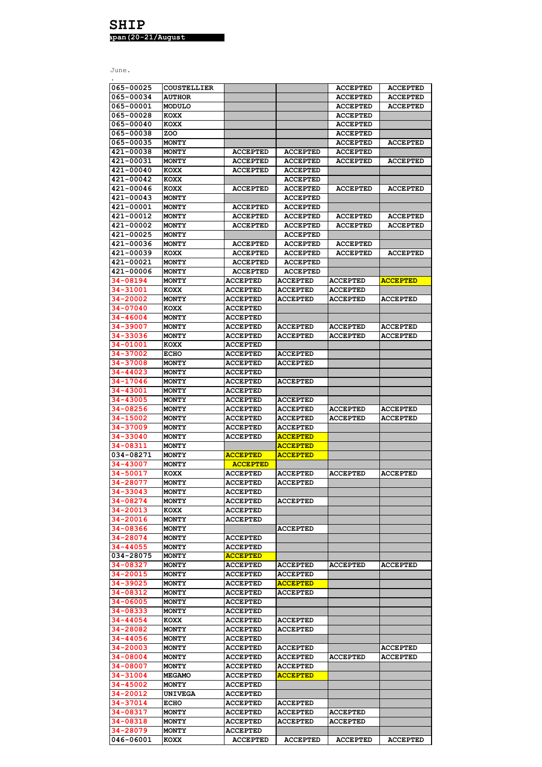# SHIP

apan(20-21/August

June.

.

| | | | | | |
|---|---|---|---|---|---|
| 065-00025 | COUSTELLIER | | | ACCEPTED | ACCEPTED |
| 065-00034 | AUTHOR | | | ACCEPTED | ACCEPTED |
| 065-00001 | MODULO | | | ACCEPTED | ACCEPTED |
| 065-00028 | KOXX | | | ACCEPTED | |
| 065-00040 | KOXX | | | ACCEPTED | |
| 065-00038 | ZOO | | | ACCEPTED | |
| 065-00035 | MONTY | | | ACCEPTED | ACCEPTED |
| 421-00038 | MONTY | ACCEPTED | ACCEPTED | ACCEPTED | |
| 421-00031 | MONTY | ACCEPTED | ACCEPTED | ACCEPTED | ACCEPTED |
| 421-00040 | KOXX | ACCEPTED | ACCEPTED | | |
| 421-00042 | KOXX | | ACCEPTED | | |
| 421-00046 | KOXX | ACCEPTED | ACCEPTED | ACCEPTED | ACCEPTED |
| 421-00043 | MONTY | | ACCEPTED | | |
| 421-00001 | MONTY | ACCEPTED | ACCEPTED | | |
| 421-00012 | MONTY | ACCEPTED | ACCEPTED | ACCEPTED | ACCEPTED |
| 421-00002 | MONTY | ACCEPTED | ACCEPTED | ACCEPTED | ACCEPTED |
| 421-00025 | MONTY | | ACCEPTED | | |
| 421-00036 | MONTY | ACCEPTED | ACCEPTED | ACCEPTED | |
| 421-00039 | KOXX | ACCEPTED | ACCEPTED | ACCEPTED | ACCEPTED |
| 421-00021 | MONTY | ACCEPTED | ACCEPTED | | |
| 421-00006 | MONTY | ACCEPTED | ACCEPTED | | |
| 34-08194 | MONTY | ACCEPTED | ACCEPTED | ACCEPTED | ACCEPTED |
| 34-31001 | KOXX | ACCEPTED | ACCEPTED | ACCEPTED | |
| 34-20002 | MONTY | ACCEPTED | ACCEPTED | ACCEPTED | ACCEPTED |
| 34-07040 | KOXX | ACCEPTED | | | |
| 34-46004 | MONTY | ACCEPTED | | | |
| 34-39007 | MONTY | ACCEPTED | ACCEPTED | ACCEPTED | ACCEPTED |
| 34-33036 | MONTY | ACCEPTED | ACCEPTED | ACCEPTED | ACCEPTED |
| 34-01001 | KOXX | ACCEPTED | | | |
| 34-37002 | ECHO | ACCEPTED | ACCEPTED | | |
| 34-37008 | MONTY | ACCEPTED | ACCEPTED | | |
| 34-44023 | MONTY | ACCEPTED | | | |
| 34-17046 | MONTY | ACCEPTED | ACCEPTED | | |
| 34-43001 | MONTY | ACCEPTED | | | |
| 34-43005 | MONTY | ACCEPTED | ACCEPTED | | |
| 34-08256 | MONTY | ACCEPTED | ACCEPTED | ACCEPTED | ACCEPTED |
| 34-15002 | MONTY | ACCEPTED | ACCEPTED | ACCEPTED | ACCEPTED |
| 34-37009 | MONTY | ACCEPTED | ACCEPTED | | |
| 34-33040 | MONTY | ACCEPTED | ACCEPTED | | |
| 34-08311 | MONTY | | ACCEPTED | | |
| 034-08271 | MONTY | ACCEPTED | ACCEPTED | | |
| 34-43007 | MONTY | ACCEPTED | | | |
| 34-50017 | KOXX | ACCEPTED | ACCEPTED | ACCEPTED | ACCEPTED |
| 34-28077 | MONTY | ACCEPTED | ACCEPTED | | |
| 34-33043 | MONTY | ACCEPTED | | | |
| 34-08274 | MONTY | ACCEPTED | ACCEPTED | | |
| 34-20013 | KOXX | ACCEPTED | | | |
| 34-20016 | MONTY | ACCEPTED | | | |
| 34-08366 | MONTY | | ACCEPTED | | |
| 34-28074 | MONTY | ACCEPTED | | | |
| 34-44055 | MONTY | ACCEPTED | | | |
| 034-28075 | MONTY | ACCEPTED | | | |
| 34-08327 | MONTY | ACCEPTED | ACCEPTED | ACCEPTED | ACCEPTED |
| 34-20015 | MONTY | ACCEPTED | ACCEPTED | | |
| 34-39025 | MONTY | ACCEPTED | ACCEPTED | | |
| 34-08312 | MONTY | ACCEPTED | ACCEPTED | | |
| 34-06005 | MONTY | ACCEPTED | | | |
| 34-08333 | MONTY | ACCEPTED | | | |
| 34-44054 | KOXX | ACCEPTED | ACCEPTED | | |
| 34-28082 | MONTY | ACCEPTED | ACCEPTED | | |
| 34-44056 | MONTY | ACCEPTED | | | |
| 34-20003 | MONTY | ACCEPTED | ACCEPTED | | ACCEPTED |
| 34-08004 | MONTY | ACCEPTED | ACCEPTED | ACCEPTED | ACCEPTED |
| 34-08007 | MONTY | ACCEPTED | ACCEPTED | | |
| 34-31004 | MEGAMO | ACCEPTED | ACCEPTED | | |
| 34-45002 | MONTY | ACCEPTED | | | |
| 34-20012 | UNIVEGA | ACCEPTED | | | |
| 34-37014 | ECHO | ACCEPTED | ACCEPTED | | |
| 34-08317 | MONTY | ACCEPTED | ACCEPTED | ACCEPTED | |
| 34-08318 | MONTY | ACCEPTED | ACCEPTED | ACCEPTED | |
| 34-28079 | MONTY | ACCEPTED | | | |
| 046-06001 | KOXX | ACCEPTED | ACCEPTED | ACCEPTED | ACCEPTED |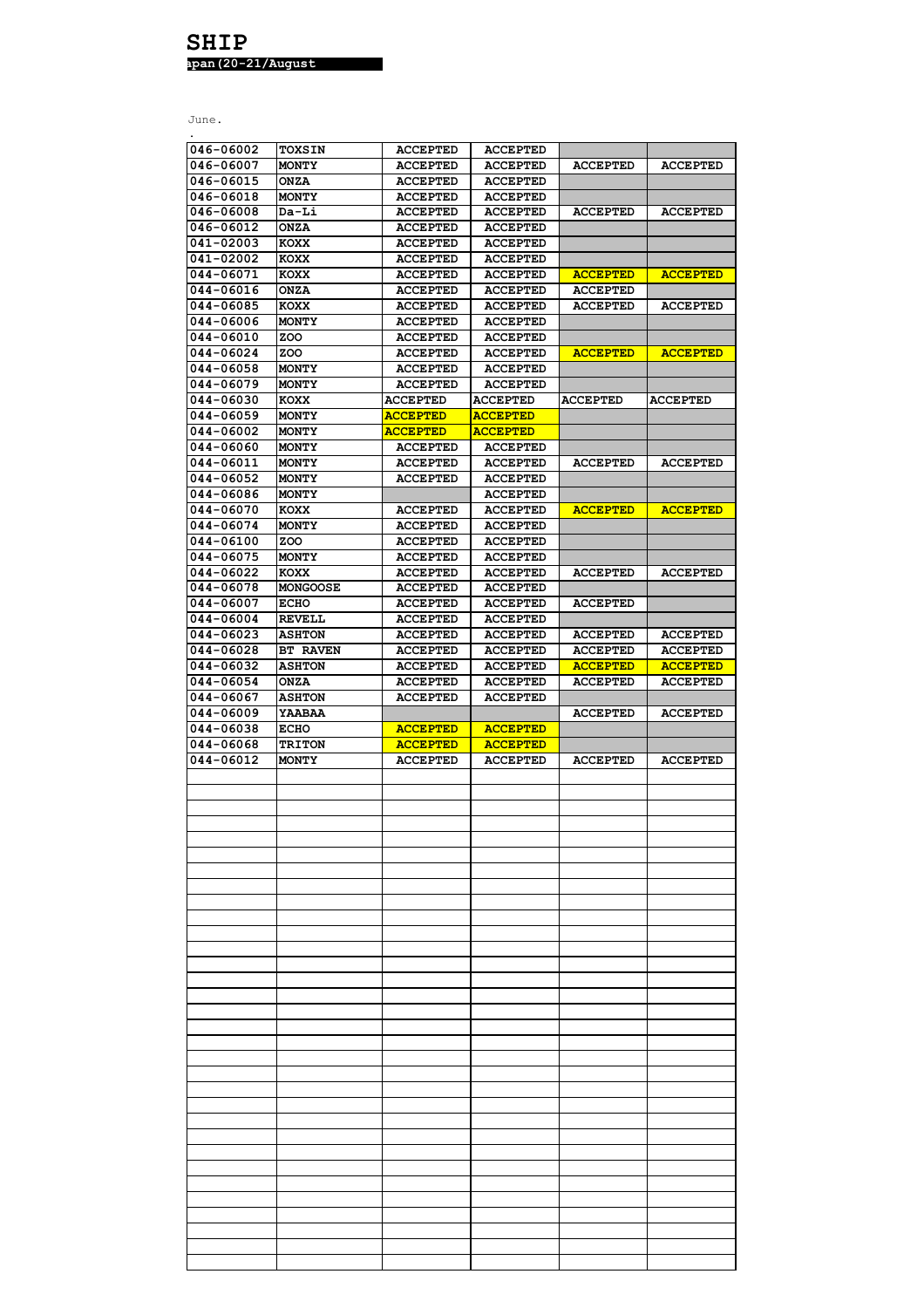# SHIP

apan(20-21/August

June.

.

| | | | | | |
|---|---|---|---|---|---|
| 046-06002 | TOXSIN | ACCEPTED | ACCEPTED | | |
| 046-06007 | MONTY | ACCEPTED | ACCEPTED | ACCEPTED | ACCEPTED |
| 046-06015 | ONZA | ACCEPTED | ACCEPTED | | |
| 046-06018 | MONTY | ACCEPTED | ACCEPTED | | |
| 046-06008 | Da-Li | ACCEPTED | ACCEPTED | ACCEPTED | ACCEPTED |
| 046-06012 | ONZA | ACCEPTED | ACCEPTED | | |
| 041-02003 | KOXX | ACCEPTED | ACCEPTED | | |
| 041-02002 | KOXX | ACCEPTED | ACCEPTED | | |
| 044-06071 | KOXX | ACCEPTED | ACCEPTED | ACCEPTED | ACCEPTED |
| 044-06016 | ONZA | ACCEPTED | ACCEPTED | ACCEPTED | |
| 044-06085 | KOXX | ACCEPTED | ACCEPTED | ACCEPTED | ACCEPTED |
| 044-06006 | MONTY | ACCEPTED | ACCEPTED | | |
| 044-06010 | ZOO | ACCEPTED | ACCEPTED | | |
| 044-06024 | ZOO | ACCEPTED | ACCEPTED | ACCEPTED | ACCEPTED |
| 044-06058 | MONTY | ACCEPTED | ACCEPTED | | |
| 044-06079 | MONTY | ACCEPTED | ACCEPTED | | |
| 044-06030 | KOXX | ACCEPTED | ACCEPTED | ACCEPTED | ACCEPTED |
| 044-06059 | MONTY | ACCEPTED | ACCEPTED | | |
| 044-06002 | MONTY | ACCEPTED | ACCEPTED | | |
| 044-06060 | MONTY | ACCEPTED | ACCEPTED | | |
| 044-06011 | MONTY | ACCEPTED | ACCEPTED | ACCEPTED | ACCEPTED |
| 044-06052 | MONTY | ACCEPTED | ACCEPTED | | |
| 044-06086 | MONTY | | ACCEPTED | | |
| 044-06070 | KOXX | ACCEPTED | ACCEPTED | ACCEPTED | ACCEPTED |
| 044-06074 | MONTY | ACCEPTED | ACCEPTED | | |
| 044-06100 | ZOO | ACCEPTED | ACCEPTED | | |
| 044-06075 | MONTY | ACCEPTED | ACCEPTED | | |
| 044-06022 | KOXX | ACCEPTED | ACCEPTED | ACCEPTED | ACCEPTED |
| 044-06078 | MONGOOSE | ACCEPTED | ACCEPTED | | |
| 044-06007 | ECHO | ACCEPTED | ACCEPTED | ACCEPTED | |
| 044-06004 | REVELL | ACCEPTED | ACCEPTED | | |
| 044-06023 | ASHTON | ACCEPTED | ACCEPTED | ACCEPTED | ACCEPTED |
| 044-06028 | BT RAVEN | ACCEPTED | ACCEPTED | ACCEPTED | ACCEPTED |
| 044-06032 | ASHTON | ACCEPTED | ACCEPTED | ACCEPTED | ACCEPTED |
| 044-06054 | ONZA | ACCEPTED | ACCEPTED | ACCEPTED | ACCEPTED |
| 044-06067 | ASHTON | ACCEPTED | ACCEPTED | | |
| 044-06009 | YAABAA | | | ACCEPTED | ACCEPTED |
| 044-06038 | ECHO | ACCEPTED | ACCEPTED | | |
| 044-06068 | TRITON | ACCEPTED | ACCEPTED | | |
| 044-06012 | MONTY | ACCEPTED | ACCEPTED | ACCEPTED | ACCEPTED |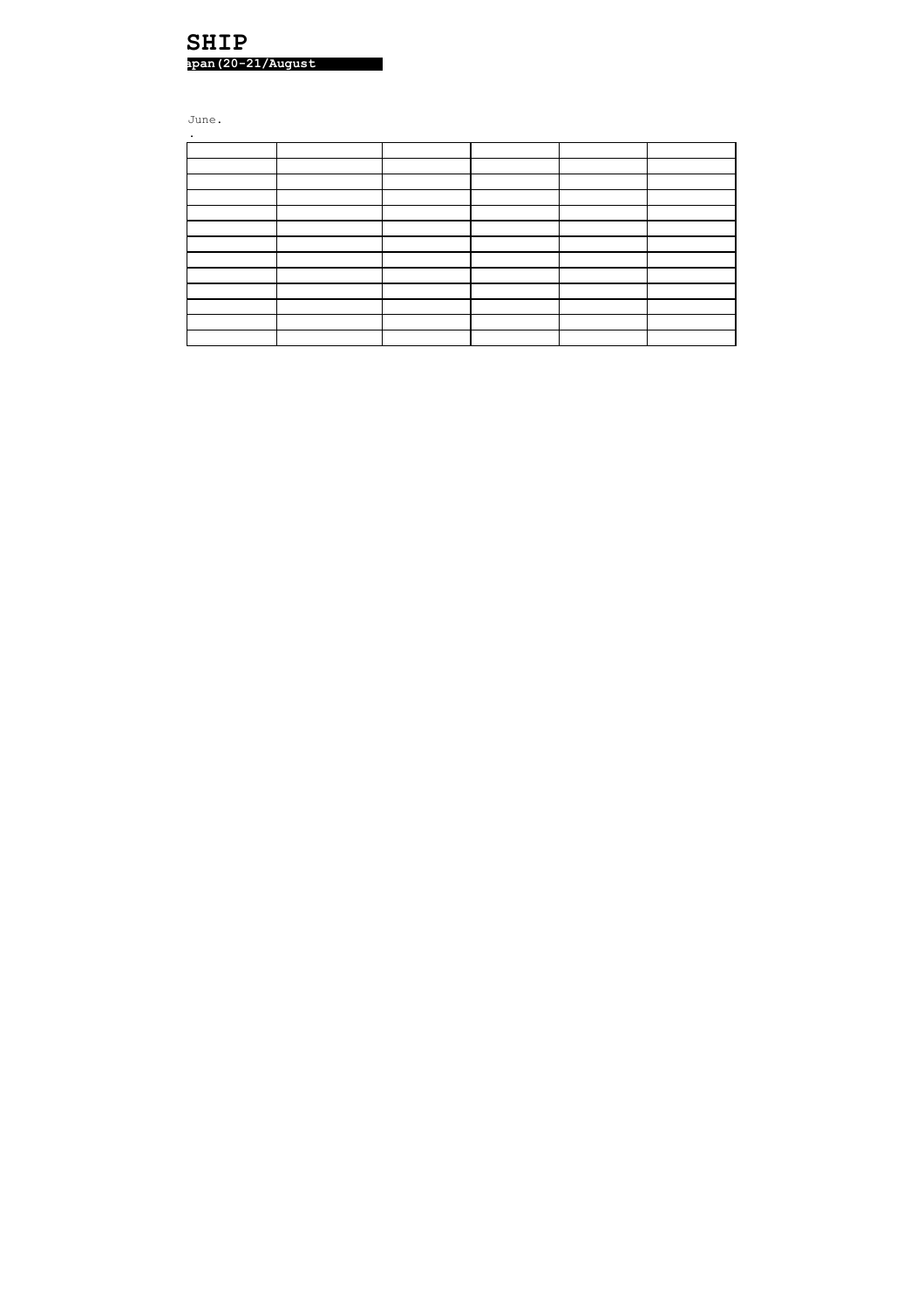# SHIP

**apan(20-21/August**

June.

.

| | | | | | |
|---|---|---|---|---|---|
| | | | | | |
| | | | | | |
| | | | | | |
| | | | | | |
| | | | | | |
| | | | | | |
| | | | | | |
| | | | | | |
| | | | | | |
| | | | | | |
| | | | | | |
| | | | | | |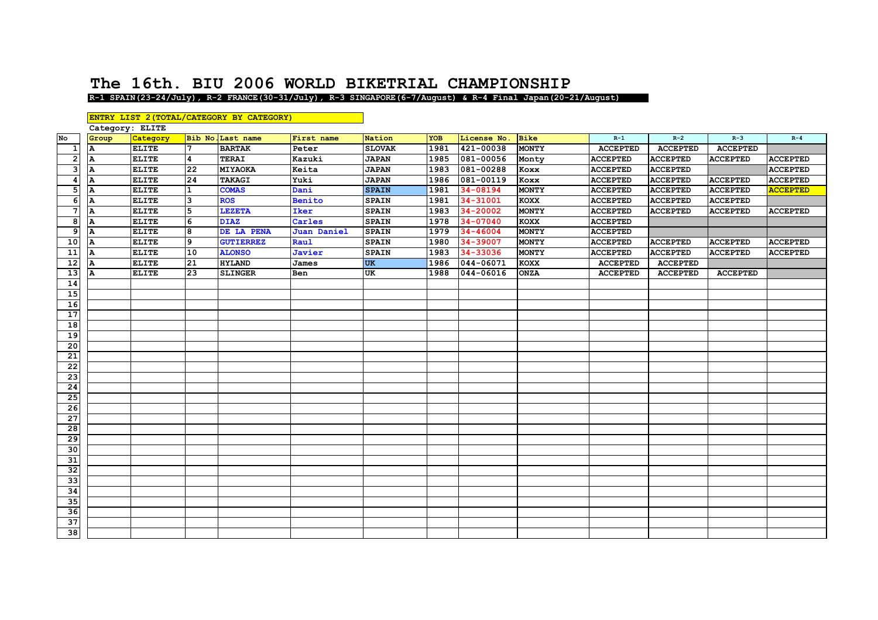# The 16th. BIU 2006 WORLD BIKETRIAL CHAMPIONSHIP

**R-1 SPAIN(23-24/July), R-2 FRANCE(30-31/July), R-3 SINGAPORE(6-7/August) & R-4 Final Japan(20-21/August)**

**ENTRY LIST 2(TOTAL/CATEGORY BY CATEGORY)**

Category: ELITE

| No | Group | Category | Bib No. | Last name | First name | Nation | YOB | License No. | Bike | R-1 | R-2 | R-3 | R-4 |
|---|---|---|---|---|---|---|---|---|---|---|---|---|---|
| 1 | A | ELITE | 7 | BARTAK | Peter | SLOVAK | 1981 | 421-00038 | MONTY | ACCEPTED | ACCEPTED | ACCEPTED | |
| 2 | A | ELITE | 4 | TERAI | Kazuki | JAPAN | 1985 | 081-00056 | Monty | ACCEPTED | ACCEPTED | ACCEPTED | ACCEPTED |
| 3 | A | ELITE | 22 | MIYAOKA | Keita | JAPAN | 1983 | 081-00288 | Koxx | ACCEPTED | ACCEPTED | | ACCEPTED |
| 4 | A | ELITE | 24 | TAKAGI | Yuki | JAPAN | 1986 | 081-00119 | Koxx | ACCEPTED | ACCEPTED | ACCEPTED | ACCEPTED |
| 5 | A | ELITE | 1 | COMAS | Dani | SPAIN | 1981 | 34-08194 | MONTY | ACCEPTED | ACCEPTED | ACCEPTED | ACCEPTED |
| 6 | A | ELITE | 3 | ROS | Benito | SPAIN | 1981 | 34-31001 | KOXX | ACCEPTED | ACCEPTED | ACCEPTED | |
| 7 | A | ELITE | 5 | LEZETA | Iker | SPAIN | 1983 | 34-20002 | MONTY | ACCEPTED | ACCEPTED | ACCEPTED | ACCEPTED |
| 8 | A | ELITE | 6 | DIAZ | Carles | SPAIN | 1978 | 34-07040 | KOXX | ACCEPTED | | | |
| 9 | A | ELITE | 8 | DE LA PENA | Juan Daniel | SPAIN | 1979 | 34-46004 | MONTY | ACCEPTED | | | |
| 10 | A | ELITE | 9 | GUTIERREZ | Raul | SPAIN | 1980 | 34-39007 | MONTY | ACCEPTED | ACCEPTED | ACCEPTED | ACCEPTED |
| 11 | A | ELITE | 10 | ALONSO | Javier | SPAIN | 1983 | 34-33036 | MONTY | ACCEPTED | ACCEPTED | ACCEPTED | ACCEPTED |
| 12 | A | ELITE | 21 | HYLAND | James | UK | 1986 | 044-06071 | KOXX | ACCEPTED | ACCEPTED | | |
| 13 | A | ELITE | 23 | SLINGER | Ben | UK | 1988 | 044-06016 | ONZA | ACCEPTED | ACCEPTED | ACCEPTED | |
| 14 | | | | | | | | | | | | | |
| 15 | | | | | | | | | | | | | |
| 16 | | | | | | | | | | | | | |
| 17 | | | | | | | | | | | | | |
| 18 | | | | | | | | | | | | | |
| 19 | | | | | | | | | | | | | |
| 20 | | | | | | | | | | | | | |
| 21 | | | | | | | | | | | | | |
| 22 | | | | | | | | | | | | | |
| 23 | | | | | | | | | | | | | |
| 24 | | | | | | | | | | | | | |
| 25 | | | | | | | | | | | | | |
| 26 | | | | | | | | | | | | | |
| 27 | | | | | | | | | | | | | |
| 28 | | | | | | | | | | | | | |
| 29 | | | | | | | | | | | | | |
| 30 | | | | | | | | | | | | | |
| 31 | | | | | | | | | | | | | |
| 32 | | | | | | | | | | | | | |
| 33 | | | | | | | | | | | | | |
| 34 | | | | | | | | | | | | | |
| 35 | | | | | | | | | | | | | |
| 36 | | | | | | | | | | | | | |
| 37 | | | | | | | | | | | | | |
| 38 | | | | | | | | | | | | | |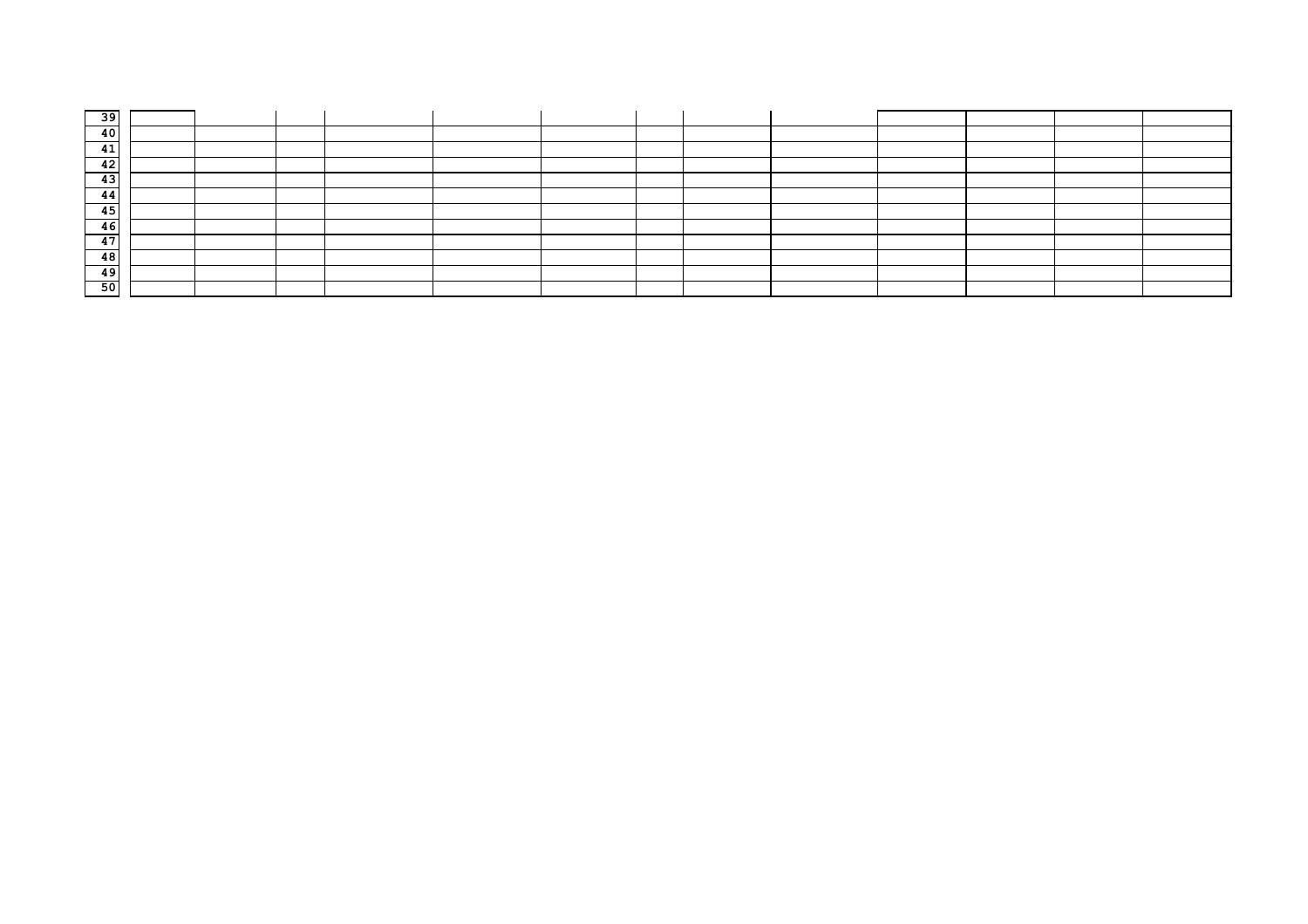| | | | | | | | | | | | | | |
|---|---|---|---|---|---|---|---|---|---|---|---|---|---|
| 39 | | | | | | | | | | | | | |
| 40 | | | | | | | | | | | | | |
| 41 | | | | | | | | | | | | | |
| 42 | | | | | | | | | | | | | |
| 43 | | | | | | | | | | | | | |
| 44 | | | | | | | | | | | | | |
| 45 | | | | | | | | | | | | | |
| 46 | | | | | | | | | | | | | |
| 47 | | | | | | | | | | | | | |
| 48 | | | | | | | | | | | | | |
| 49 | | | | | | | | | | | | | |
| 50 | | | | | | | | | | | | | |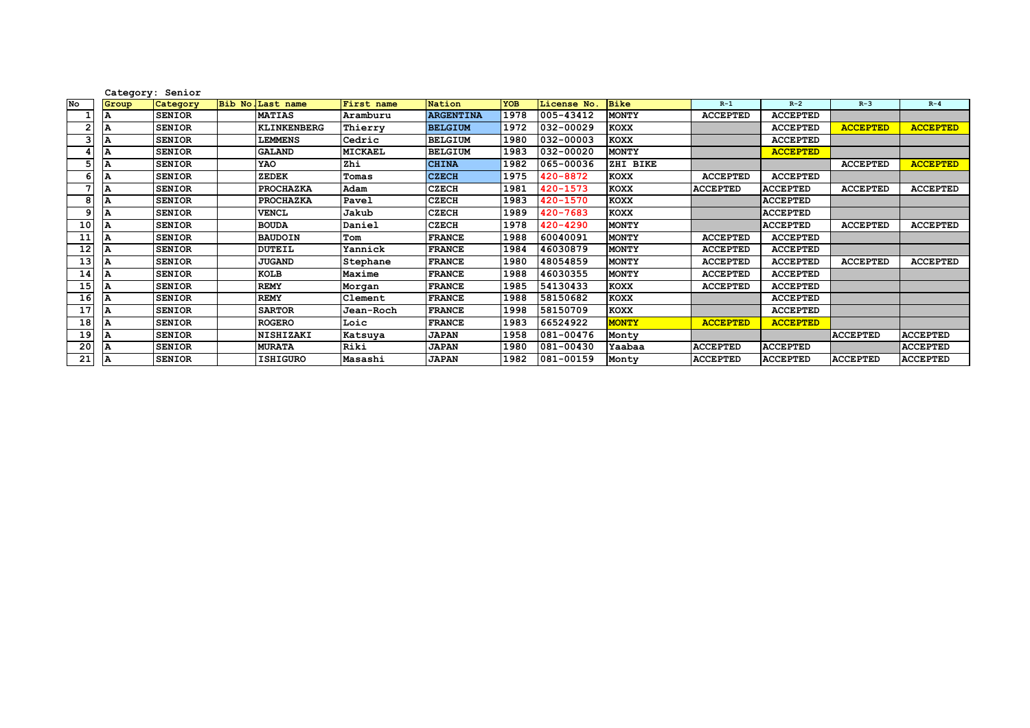Category: Senior

| No | Group | Category | Bib No. | Last name | First name | Nation | YOB | License No. | Bike | R-1 | R-2 | R-3 | R-4 |
|---|---|---|---|---|---|---|---|---|---|---|---|---|---|
| 1 | A | SENIOR | | MATIAS | Aramburu | ARGENTINA | 1978 | 005-43412 | MONTY | ACCEPTED | ACCEPTED | | |
| 2 | A | SENIOR | | KLINKENBERG | Thierry | BELGIUM | 1972 | 032-00029 | KOXX | | ACCEPTED | ACCEPTED | ACCEPTED |
| 3 | A | SENIOR | | LEMMENS | Cedric | BELGIUM | 1980 | 032-00003 | KOXX | | ACCEPTED | | |
| 4 | A | SENIOR | | GALAND | MICKAEL | BELGIUM | 1983 | 032-00020 | MONTY | | ACCEPTED | | |
| 5 | A | SENIOR | | YAO | Zhi | CHINA | 1982 | 065-00036 | ZHI BIKE | | | ACCEPTED | ACCEPTED |
| 6 | A | SENIOR | | ZEDEK | Tomas | CZECH | 1975 | 420-8872 | KOXX | ACCEPTED | ACCEPTED | | |
| 7 | A | SENIOR | | PROCHAZKA | Adam | CZECH | 1981 | 420-1573 | KOXX | ACCEPTED | ACCEPTED | ACCEPTED | ACCEPTED |
| 8 | A | SENIOR | | PROCHAZKA | Pavel | CZECH | 1983 | 420-1570 | KOXX | | ACCEPTED | | |
| 9 | A | SENIOR | | VENCL | Jakub | CZECH | 1989 | 420-7683 | KOXX | | ACCEPTED | | |
| 10 | A | SENIOR | | BOUDA | Daniel | CZECH | 1978 | 420-4290 | MONTY | | ACCEPTED | ACCEPTED | ACCEPTED |
| 11 | A | SENIOR | | BAUDOIN | Tom | FRANCE | 1988 | 60040091 | MONTY | ACCEPTED | ACCEPTED | | |
| 12 | A | SENIOR | | DUTEIL | Yannick | FRANCE | 1984 | 46030879 | MONTY | ACCEPTED | ACCEPTED | | |
| 13 | A | SENIOR | | JUGAND | Stephane | FRANCE | 1980 | 48054859 | MONTY | ACCEPTED | ACCEPTED | ACCEPTED | ACCEPTED |
| 14 | A | SENIOR | | KOLB | Maxime | FRANCE | 1988 | 46030355 | MONTY | ACCEPTED | ACCEPTED | | |
| 15 | A | SENIOR | | REMY | Morgan | FRANCE | 1985 | 54130433 | KOXX | ACCEPTED | ACCEPTED | | |
| 16 | A | SENIOR | | REMY | Clement | FRANCE | 1988 | 58150682 | KOXX | | ACCEPTED | | |
| 17 | A | SENIOR | | SARTOR | Jean-Roch | FRANCE | 1998 | 58150709 | KOXX | | ACCEPTED | | |
| 18 | A | SENIOR | | ROGERO | Loic | FRANCE | 1983 | 66524922 | MONTY | ACCEPTED | ACCEPTED | | |
| 19 | A | SENIOR | | NISHIZAKI | Katsuya | JAPAN | 1958 | 081-00476 | Monty | | | ACCEPTED | ACCEPTED |
| 20 | A | SENIOR | | MURATA | Riki | JAPAN | 1980 | 081-00430 | Yaabaa | ACCEPTED | ACCEPTED | | ACCEPTED |
| 21 | A | SENIOR | | ISHIGURO | Masashi | JAPAN | 1982 | 081-00159 | Monty | ACCEPTED | ACCEPTED | ACCEPTED | ACCEPTED |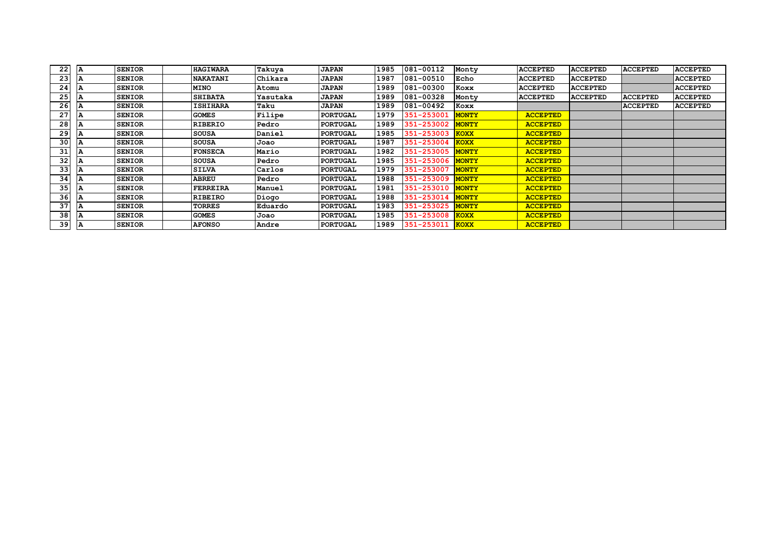| 22 | A | SENIOR | | HAGIWARA | Takuya | JAPAN | 1985 | 081-00112 | Monty | ACCEPTED | ACCEPTED | ACCEPTED | ACCEPTED |
|---|---|---|---|---|---|---|---|---|---|---|---|---|---|
| 23 | A | SENIOR | | NAKATANI | Chikara | JAPAN | 1987 | 081-00510 | Echo | ACCEPTED | ACCEPTED | | ACCEPTED |
| 24 | A | SENIOR | | MINO | Atomu | JAPAN | 1989 | 081-00300 | Koxx | ACCEPTED | ACCEPTED | | ACCEPTED |
| 25 | A | SENIOR | | SHIBATA | Yasutaka | JAPAN | 1989 | 081-00328 | Monty | ACCEPTED | ACCEPTED | ACCEPTED | ACCEPTED |
| 26 | A | SENIOR | | ISHIHARA | Taku | JAPAN | 1989 | 081-00492 | Koxx | | | ACCEPTED | ACCEPTED |
| 27 | A | SENIOR | | GOMES | Filipe | PORTUGAL | 1979 | 351-253001 | MONTY | ACCEPTED | | | |
| 28 | A | SENIOR | | RIBERIO | Pedro | PORTUGAL | 1989 | 351-253002 | MONTY | ACCEPTED | | | |
| 29 | A | SENIOR | | SOUSA | Daniel | PORTUGAL | 1985 | 351-253003 | KOXX | ACCEPTED | | | |
| 30 | A | SENIOR | | SOUSA | Joao | PORTUGAL | 1987 | 351-253004 | KOXX | ACCEPTED | | | |
| 31 | A | SENIOR | | FONSECA | Mario | PORTUGAL | 1982 | 351-253005 | MONTY | ACCEPTED | | | |
| 32 | A | SENIOR | | SOUSA | Pedro | PORTUGAL | 1985 | 351-253006 | MONTY | ACCEPTED | | | |
| 33 | A | SENIOR | | SILVA | Carlos | PORTUGAL | 1979 | 351-253007 | MONTY | ACCEPTED | | | |
| 34 | A | SENIOR | | ABREU | Pedro | PORTUGAL | 1988 | 351-253009 | MONTY | ACCEPTED | | | |
| 35 | A | SENIOR | | FERREIRA | Manuel | PORTUGAL | 1981 | 351-253010 | MONTY | ACCEPTED | | | |
| 36 | A | SENIOR | | RIBEIRO | Diogo | PORTUGAL | 1988 | 351-253014 | MONTY | ACCEPTED | | | |
| 37 | A | SENIOR | | TORRES | Eduardo | PORTUGAL | 1983 | 351-253025 | MONTY | ACCEPTED | | | |
| 38 | A | SENIOR | | GOMES | Joao | PORTUGAL | 1985 | 351-253008 | KOXX | ACCEPTED | | | |
| 39 | A | SENIOR | | AFONSO | Andre | PORTUGAL | 1989 | 351-253011 | KOXX | ACCEPTED | | | |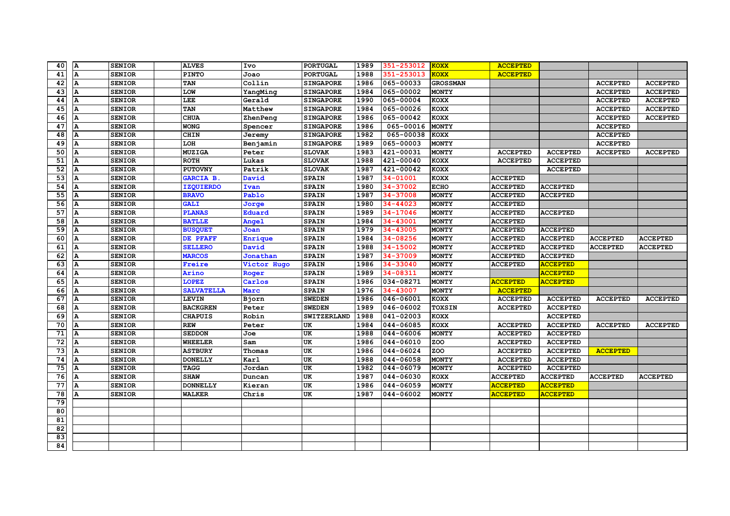| | | | | | | | | | | | | |
|---|---|---|---|---|---|---|---|---|---|---|---|---|
| 40 | A | SENIOR | | ALVES | Ivo | PORTUGAL | 1989 | 351-253012 | KOXX | ACCEPTED | | | |
| 41 | A | SENIOR | | PINTO | Joao | PORTUGAL | 1988 | 351-253013 | KOXX | ACCEPTED | | | |
| 42 | A | SENIOR | | TAN | Collin | SINGAPORE | 1986 | 065-00033 | GROSSMAN | | | ACCEPTED | ACCEPTED |
| 43 | A | SENIOR | | LOW | YangMing | SINGAPORE | 1984 | 065-00002 | MONTY | | | ACCEPTED | ACCEPTED |
| 44 | A | SENIOR | | LEE | Gerald | SINGAPORE | 1990 | 065-00004 | KOXX | | | ACCEPTED | ACCEPTED |
| 45 | A | SENIOR | | TAN | Matthew | SINGAPORE | 1984 | 065-00026 | KOXX | | | ACCEPTED | ACCEPTED |
| 46 | A | SENIOR | | CHUA | ZhenPeng | SINGAPORE | 1986 | 065-00042 | KOXX | | | ACCEPTED | ACCEPTED |
| 47 | A | SENIOR | | WONG | Spencer | SINGAPORE | 1986 | 065-00016 | MONTY | | | ACCEPTED | |
| 48 | A | SENIOR | | CHIN | Jeremy | SINGAPORE | 1982 | 065-00038 | KOXX | | | ACCEPTED | |
| 49 | A | SENIOR | | LOH | Benjamin | SINGAPORE | 1989 | 065-00003 | MONTY | | | ACCEPTED | |
| 50 | A | SENIOR | | MUZIGA | Peter | SLOVAK | 1983 | 421-00031 | MONTY | ACCEPTED | ACCEPTED | ACCEPTED | ACCEPTED |
| 51 | A | SENIOR | | ROTH | Lukas | SLOVAK | 1988 | 421-00040 | KOXX | ACCEPTED | ACCEPTED | | |
| 52 | A | SENIOR | | PUTOVNY | Patrik | SLOVAK | 1987 | 421-00042 | KOXX | | ACCEPTED | | |
| 53 | A | SENIOR | | GARCIA B. | David | SPAIN | 1987 | 34-01001 | KOXX | ACCEPTED | | | |
| 54 | A | SENIOR | | IZQUIERDO | Ivan | SPAIN | 1980 | 34-37002 | ECHO | ACCEPTED | ACCEPTED | | |
| 55 | A | SENIOR | | BRAVO | Pablo | SPAIN | 1987 | 34-37008 | MONTY | ACCEPTED | ACCEPTED | | |
| 56 | A | SENIOR | | GALI | Jorge | SPAIN | 1980 | 34-44023 | MONTY | ACCEPTED | | | |
| 57 | A | SENIOR | | PLANAS | Eduard | SPAIN | 1989 | 34-17046 | MONTY | ACCEPTED | ACCEPTED | | |
| 58 | A | SENIOR | | BATLLE | Angel | SPAIN | 1984 | 34-43001 | MONTY | ACCEPTED | | | |
| 59 | A | SENIOR | | BUSQUET | Joan | SPAIN | 1979 | 34-43005 | MONTY | ACCEPTED | ACCEPTED | | |
| 60 | A | SENIOR | | DE PFAFF | Enrique | SPAIN | 1984 | 34-08256 | MONTY | ACCEPTED | ACCEPTED | ACCEPTED | ACCEPTED |
| 61 | A | SENIOR | | SELLERO | David | SPAIN | 1988 | 34-15002 | MONTY | ACCEPTED | ACCEPTED | ACCEPTED | ACCEPTED |
| 62 | A | SENIOR | | MARCOS | Jonathan | SPAIN | 1987 | 34-37009 | MONTY | ACCEPTED | ACCEPTED | | |
| 63 | A | SENIOR | | Freire | Victor Hugo | SPAIN | 1986 | 34-33040 | MONTY | ACCEPTED | ACCEPTED | | |
| 64 | A | SENIOR | | Arino | Roger | SPAIN | 1989 | 34-08311 | MONTY | | ACCEPTED | | |
| 65 | A | SENIOR | | LOPEZ | Carlos | SPAIN | 1986 | 034-08271 | MONTY | ACCEPTED | ACCEPTED | | |
| 66 | A | SENIOR | | SALVATELLA | Marc | SPAIN | 1976 | 34-43007 | MONTY | ACCEPTED | | | |
| 67 | A | SENIOR | | LEVIN | Bjorn | SWEDEN | 1986 | 046-06001 | KOXX | ACCEPTED | ACCEPTED | ACCEPTED | ACCEPTED |
| 68 | A | SENIOR | | BACKGREN | Peter | SWEDEN | 1989 | 046-06002 | TOXSIN | ACCEPTED | ACCEPTED | | |
| 69 | A | SENIOR | | CHAPUIS | Robin | SWITZERLAND | 1988 | 041-02003 | KOXX | | ACCEPTED | | |
| 70 | A | SENIOR | | REW | Peter | UK | 1984 | 044-06085 | KOXX | ACCEPTED | ACCEPTED | ACCEPTED | ACCEPTED |
| 71 | A | SENIOR | | SEDDON | Joe | UK | 1988 | 044-06006 | MONTY | ACCEPTED | ACCEPTED | | |
| 72 | A | SENIOR | | WHEELER | Sam | UK | 1986 | 044-06010 | ZOO | ACCEPTED | ACCEPTED | | |
| 73 | A | SENIOR | | ASTBURY | Thomas | UK | 1986 | 044-06024 | ZOO | ACCEPTED | ACCEPTED | ACCEPTED | |
| 74 | A | SENIOR | | DONELLY | Karl | UK | 1988 | 044-06058 | MONTY | ACCEPTED | ACCEPTED | | |
| 75 | A | SENIOR | | TAGG | Jordan | UK | 1982 | 044-06079 | MONTY | ACCEPTED | ACCEPTED | | |
| 76 | A | SENIOR | | SHAW | Duncan | UK | 1987 | 044-06030 | KOXX | ACCEPTED | ACCEPTED | ACCEPTED | ACCEPTED |
| 77 | A | SENIOR | | DONNELLY | Kieran | UK | 1986 | 044-06059 | MONTY | ACCEPTED | ACCEPTED | | |
| 78 | A | SENIOR | | WALKER | Chris | UK | 1987 | 044-06002 | MONTY | ACCEPTED | ACCEPTED | | |
| 79 | | | | | | | | | | | | | |
| 80 | | | | | | | | | | | | | |
| 81 | | | | | | | | | | | | | |
| 82 | | | | | | | | | | | | | |
| 83 | | | | | | | | | | | | | |
| 84 | | | | | | | | | | | | | |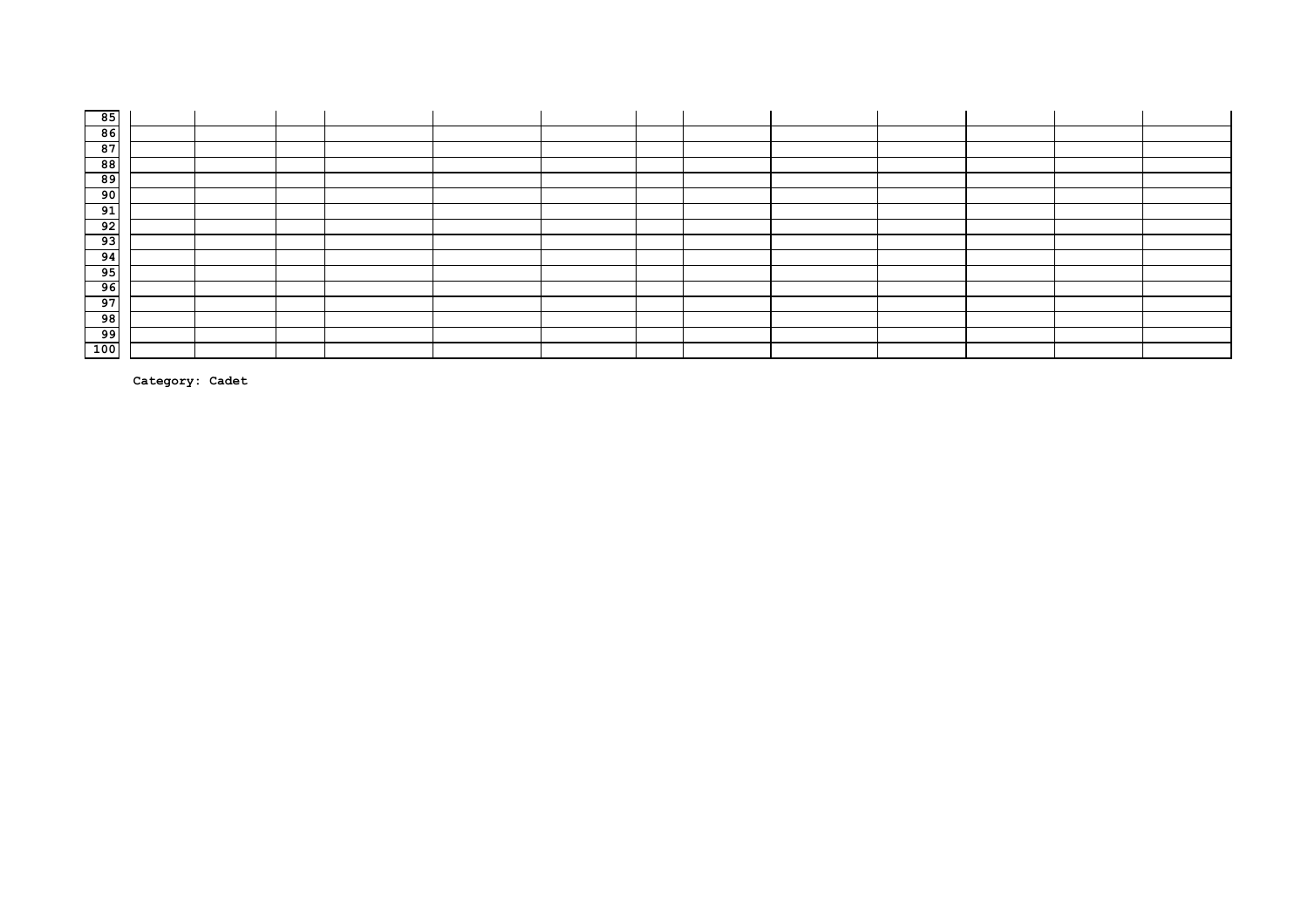| | | | | | | | | | | | | | |
|---|---|---|---|---|---|---|---|---|---|---|---|---|---|
| 85 | | | | | | | | | | | | | |
| 86 | | | | | | | | | | | | | |
| 87 | | | | | | | | | | | | | |
| 88 | | | | | | | | | | | | | |
| 89 | | | | | | | | | | | | | |
| 90 | | | | | | | | | | | | | |
| 91 | | | | | | | | | | | | | |
| 92 | | | | | | | | | | | | | |
| 93 | | | | | | | | | | | | | |
| 94 | | | | | | | | | | | | | |
| 95 | | | | | | | | | | | | | |
| 96 | | | | | | | | | | | | | |
| 97 | | | | | | | | | | | | | |
| 98 | | | | | | | | | | | | | |
| 99 | | | | | | | | | | | | | |
| 100 | | | | | | | | | | | | | |

**Category: Cadet**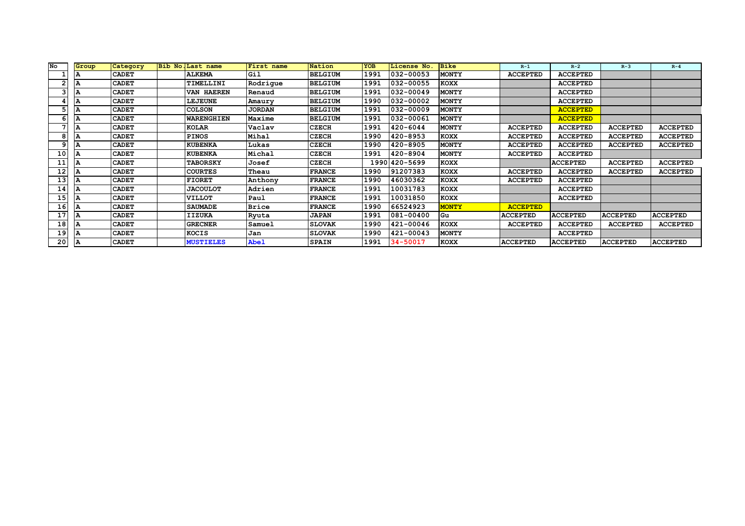| No | Group | Category | Bib No. | Last name | First name | Nation | YOB | License No. | Bike | R-1 | R-2 | R-3 | R-4 |
|---|---|---|---|---|---|---|---|---|---|---|---|---|---|
| 1 | A | CADET | | ALKEMA | Gil | BELGIUM | 1991 | 032-00053 | MONTY | ACCEPTED | ACCEPTED | | |
| 2 | A | CADET | | TIMELLINI | Rodrigue | BELGIUM | 1991 | 032-00055 | KOXX | | ACCEPTED | | |
| 3 | A | CADET | | VAN HAEREN | Renaud | BELGIUM | 1991 | 032-00049 | MONTY | | ACCEPTED | | |
| 4 | A | CADET | | LEJEUNE | Amaury | BELGIUM | 1990 | 032-00002 | MONTY | | ACCEPTED | | |
| 5 | A | CADET | | COLSON | JORDAN | BELGIUM | 1991 | 032-00009 | MONTY | | ACCEPTED | | |
| 6 | A | CADET | | WARENGHIEN | Maxime | BELGIUM | 1991 | 032-00061 | MONTY | | ACCEPTED | | |
| 7 | A | CADET | | KOLAR | Vaclav | CZECH | 1991 | 420-6044 | MONTY | ACCEPTED | ACCEPTED | ACCEPTED | ACCEPTED |
| 8 | A | CADET | | PINOS | Mihal | CZECH | 1990 | 420-8953 | KOXX | ACCEPTED | ACCEPTED | ACCEPTED | ACCEPTED |
| 9 | A | CADET | | KUBENKA | Lukas | CZECH | 1990 | 420-8905 | MONTY | ACCEPTED | ACCEPTED | ACCEPTED | ACCEPTED |
| 10 | A | CADET | | KUBENKA | Michal | CZECH | 1991 | 420-8904 | MONTY | ACCEPTED | ACCEPTED | | |
| 11 | A | CADET | | TABORSKY | Josef | CZECH | 1990 | 420-5699 | KOXX | | ACCEPTED | ACCEPTED | ACCEPTED |
| 12 | A | CADET | | COURTES | Theau | FRANCE | 1990 | 91207383 | KOXX | ACCEPTED | ACCEPTED | ACCEPTED | ACCEPTED |
| 13 | A | CADET | | FIORET | Anthony | FRANCE | 1990 | 46030362 | KOXX | ACCEPTED | ACCEPTED | | |
| 14 | A | CADET | | JACOULOT | Adrien | FRANCE | 1991 | 10031783 | KOXX | | ACCEPTED | | |
| 15 | A | CADET | | VILLOT | Paul | FRANCE | 1991 | 10031850 | KOXX | | ACCEPTED | | |
| 16 | A | CADET | | SAUMADE | Brice | FRANCE | 1990 | 66524923 | MONTY | ACCEPTED | | | |
| 17 | A | CADET | | IIZUKA | Ryuta | JAPAN | 1991 | 081-00400 | Gu | ACCEPTED | ACCEPTED | ACCEPTED | ACCEPTED |
| 18 | A | CADET | | GRECNER | Samuel | SLOVAK | 1990 | 421-00046 | KOXX | ACCEPTED | ACCEPTED | ACCEPTED | ACCEPTED |
| 19 | A | CADET | | KOCIS | Jan | SLOVAK | 1990 | 421-00043 | MONTY | | ACCEPTED | | |
| 20 | A | CADET | | MUSTIELES | Abel | SPAIN | 1991 | 34-50017 | KOXX | ACCEPTED | ACCEPTED | ACCEPTED | ACCEPTED |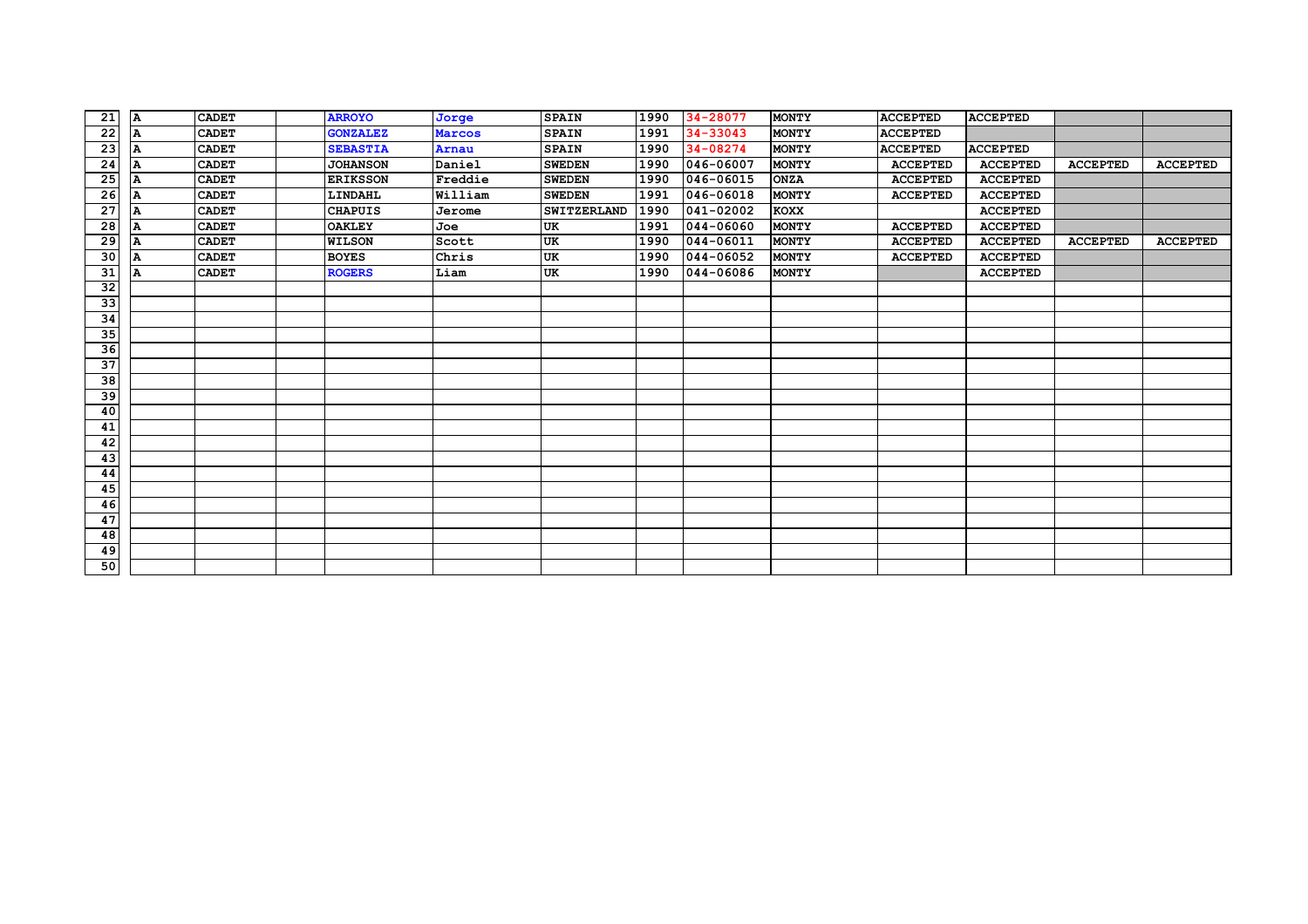| 21 | A | CADET | | ARROYO | Jorge | SPAIN | 1990 | 34-28077 | MONTY | ACCEPTED | ACCEPTED | | |
|---|---|---|---|---|---|---|---|---|---|---|---|---|---|
| 22 | A | CADET | | GONZALEZ | Marcos | SPAIN | 1991 | 34-33043 | MONTY | ACCEPTED | | | |
| 23 | A | CADET | | SEBASTIA | Arnau | SPAIN | 1990 | 34-08274 | MONTY | ACCEPTED | ACCEPTED | | |
| 24 | A | CADET | | JOHANSON | Daniel | SWEDEN | 1990 | 046-06007 | MONTY | ACCEPTED | ACCEPTED | ACCEPTED | ACCEPTED |
| 25 | A | CADET | | ERIKSSON | Freddie | SWEDEN | 1990 | 046-06015 | ONZA | ACCEPTED | ACCEPTED | | |
| 26 | A | CADET | | LINDAHL | William | SWEDEN | 1991 | 046-06018 | MONTY | ACCEPTED | ACCEPTED | | |
| 27 | A | CADET | | CHAPUIS | Jerome | SWITZERLAND | 1990 | 041-02002 | KOXX | | ACCEPTED | | |
| 28 | A | CADET | | OAKLEY | Joe | UK | 1991 | 044-06060 | MONTY | ACCEPTED | ACCEPTED | | |
| 29 | A | CADET | | WILSON | Scott | UK | 1990 | 044-06011 | MONTY | ACCEPTED | ACCEPTED | ACCEPTED | ACCEPTED |
| 30 | A | CADET | | BOYES | Chris | UK | 1990 | 044-06052 | MONTY | ACCEPTED | ACCEPTED | | |
| 31 | A | CADET | | ROGERS | Liam | UK | 1990 | 044-06086 | MONTY | | ACCEPTED | | |
| 32 | | | | | | | | | | | | | |
| 33 | | | | | | | | | | | | | |
| 34 | | | | | | | | | | | | | |
| 35 | | | | | | | | | | | | | |
| 36 | | | | | | | | | | | | | |
| 37 | | | | | | | | | | | | | |
| 38 | | | | | | | | | | | | | |
| 39 | | | | | | | | | | | | | |
| 40 | | | | | | | | | | | | | |
| 41 | | | | | | | | | | | | | |
| 42 | | | | | | | | | | | | | |
| 43 | | | | | | | | | | | | | |
| 44 | | | | | | | | | | | | | |
| 45 | | | | | | | | | | | | | |
| 46 | | | | | | | | | | | | | |
| 47 | | | | | | | | | | | | | |
| 48 | | | | | | | | | | | | | |
| 49 | | | | | | | | | | | | | |
| 50 | | | | | | | | | | | | | |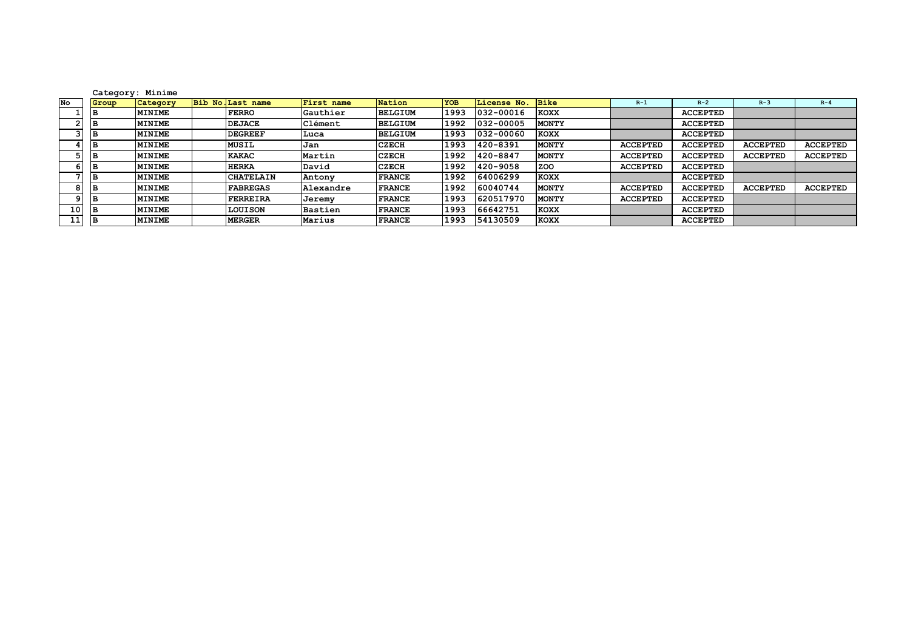**Category: Minime**

| No | Group | Category | Bib No. | Last name | First name | Nation | YOB | License No. | Bike | R-1 | R-2 | R-3 | R-4 |
|---|---|---|---|---|---|---|---|---|---|---|---|---|---|
| 1 | B | MINIME | | FERRO | Gauthier | BELGIUM | 1993 | 032-00016 | KOXX | | ACCEPTED | | |
| 2 | B | MINIME | | DEJACE | Clément | BELGIUM | 1992 | 032-00005 | MONTY | | ACCEPTED | | |
| 3 | B | MINIME | | DEGREEF | Luca | BELGIUM | 1993 | 032-00060 | KOXX | | ACCEPTED | | |
| 4 | B | MINIME | | MUSIL | Jan | CZECH | 1993 | 420-8391 | MONTY | ACCEPTED | ACCEPTED | ACCEPTED | ACCEPTED |
| 5 | B | MINIME | | KAKAC | Martin | CZECH | 1992 | 420-8847 | MONTY | ACCEPTED | ACCEPTED | ACCEPTED | ACCEPTED |
| 6 | B | MINIME | | HERKA | David | CZECH | 1992 | 420-9058 | ZOO | ACCEPTED | ACCEPTED | | |
| 7 | B | MINIME | | CHATELAIN | Antony | FRANCE | 1992 | 64006299 | KOXX | | ACCEPTED | | |
| 8 | B | MINIME | | FABREGAS | Alexandre | FRANCE | 1992 | 60040744 | MONTY | ACCEPTED | ACCEPTED | ACCEPTED | ACCEPTED |
| 9 | B | MINIME | | FERREIRA | Jeremy | FRANCE | 1993 | 620517970 | MONTY | ACCEPTED | ACCEPTED | | |
| 10 | B | MINIME | | LOUISON | Bastien | FRANCE | 1993 | 66642751 | KOXX | | ACCEPTED | | |
| 11 | B | MINIME | | MERGER | Marius | FRANCE | 1993 | 54130509 | KOXX | | ACCEPTED | | |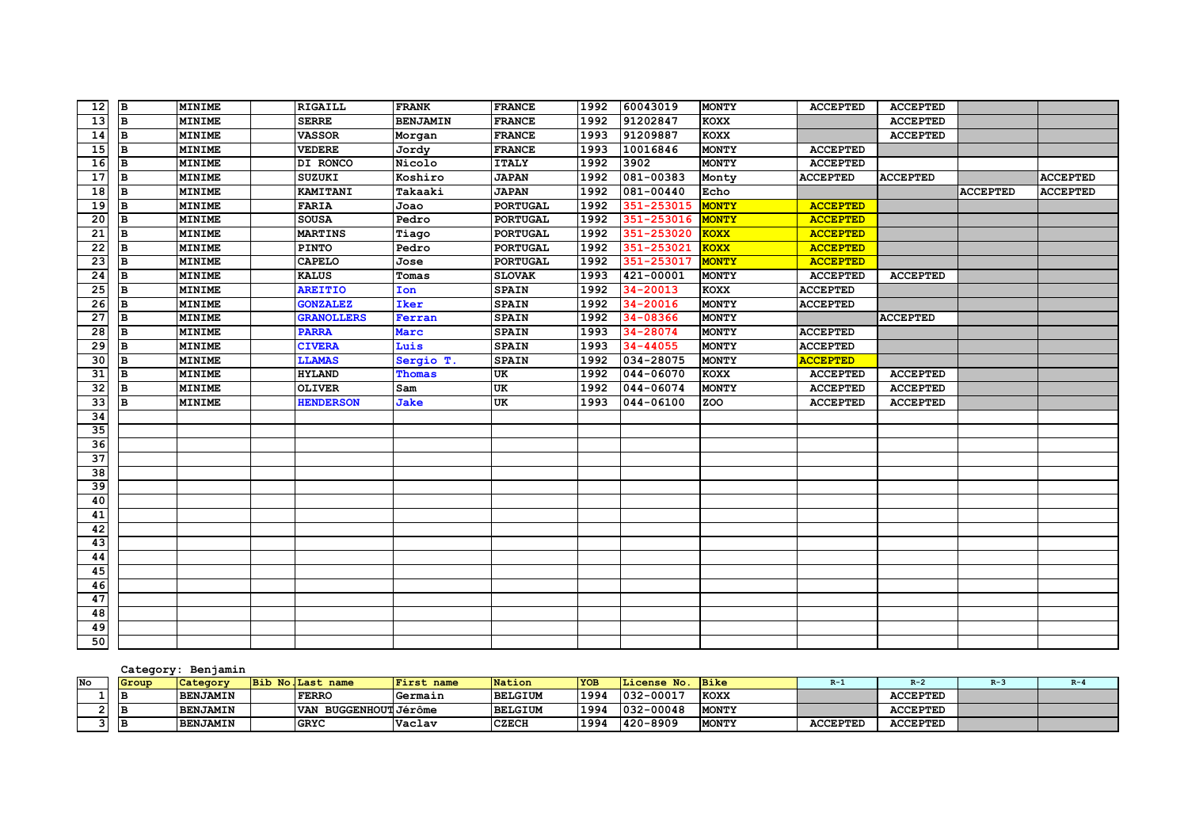| | | | | | | | | | | | | | |
|---|---|---|---|---|---|---|---|---|---|---|---|---|---|
| 12 | B | MINIME | | RIGAILL | FRANK | FRANCE | 1992 | 60043019 | MONTY | ACCEPTED | ACCEPTED | | |
| 13 | B | MINIME | | SERRE | BENJAMIN | FRANCE | 1992 | 91202847 | KOXX | | ACCEPTED | | |
| 14 | B | MINIME | | VASSOR | Morgan | FRANCE | 1993 | 91209887 | KOXX | | ACCEPTED | | |
| 15 | B | MINIME | | VEDERE | Jordy | FRANCE | 1993 | 10016846 | MONTY | ACCEPTED | | | |
| 16 | B | MINIME | | DI RONCO | Nicolo | ITALY | 1992 | 3902 | MONTY | ACCEPTED | | | |
| 17 | B | MINIME | | SUZUKI | Koshiro | JAPAN | 1992 | 081-00383 | Monty | ACCEPTED | ACCEPTED | | ACCEPTED |
| 18 | B | MINIME | | KAMITANI | Takaaki | JAPAN | 1992 | 081-00440 | Echo | | | ACCEPTED | ACCEPTED |
| 19 | B | MINIME | | FARIA | Joao | PORTUGAL | 1992 | 351-253015 | MONTY | ACCEPTED | | | |
| 20 | B | MINIME | | SOUSA | Pedro | PORTUGAL | 1992 | 351-253016 | MONTY | ACCEPTED | | | |
| 21 | B | MINIME | | MARTINS | Tiago | PORTUGAL | 1992 | 351-253020 | KOXX | ACCEPTED | | | |
| 22 | B | MINIME | | PINTO | Pedro | PORTUGAL | 1992 | 351-253021 | KOXX | ACCEPTED | | | |
| 23 | B | MINIME | | CAPELO | Jose | PORTUGAL | 1992 | 351-253017 | MONTY | ACCEPTED | | | |
| 24 | B | MINIME | | KALUS | Tomas | SLOVAK | 1993 | 421-00001 | MONTY | ACCEPTED | ACCEPTED | | |
| 25 | B | MINIME | | AREITIO | Ion | SPAIN | 1992 | 34-20013 | KOXX | ACCEPTED | | | |
| 26 | B | MINIME | | GONZALEZ | Iker | SPAIN | 1992 | 34-20016 | MONTY | ACCEPTED | | | |
| 27 | B | MINIME | | GRANOLLERS | Ferran | SPAIN | 1992 | 34-08366 | MONTY | | ACCEPTED | | |
| 28 | B | MINIME | | PARRA | Marc | SPAIN | 1993 | 34-28074 | MONTY | ACCEPTED | | | |
| 29 | B | MINIME | | CIVERA | Luis | SPAIN | 1993 | 34-44055 | MONTY | ACCEPTED | | | |
| 30 | B | MINIME | | LLAMAS | Sergio T. | SPAIN | 1992 | 034-28075 | MONTY | ACCEPTED | | | |
| 31 | B | MINIME | | HYLAND | Thomas | UK | 1992 | 044-06070 | KOXX | ACCEPTED | ACCEPTED | | |
| 32 | B | MINIME | | OLIVER | Sam | UK | 1992 | 044-06074 | MONTY | ACCEPTED | ACCEPTED | | |
| 33 | B | MINIME | | HENDERSON | Jake | UK | 1993 | 044-06100 | ZOO | ACCEPTED | ACCEPTED | | |
| 34 | | | | | | | | | | | | | |
| 35 | | | | | | | | | | | | | |
| 36 | | | | | | | | | | | | | |
| 37 | | | | | | | | | | | | | |
| 38 | | | | | | | | | | | | | |
| 39 | | | | | | | | | | | | | |
| 40 | | | | | | | | | | | | | |
| 41 | | | | | | | | | | | | | |
| 42 | | | | | | | | | | | | | |
| 43 | | | | | | | | | | | | | |
| 44 | | | | | | | | | | | | | |
| 45 | | | | | | | | | | | | | |
| 46 | | | | | | | | | | | | | |
| 47 | | | | | | | | | | | | | |
| 48 | | | | | | | | | | | | | |
| 49 | | | | | | | | | | | | | |
| 50 | | | | | | | | | | | | | |

Category: Benjamin

| No | Group | Category | Bib No. | Last name | First name | Nation | YOB | License No. | Bike | R-1 | R-2 | R-3 | R-4 |
|---|---|---|---|---|---|---|---|---|---|---|---|---|---|
| 1 | B | BENJAMIN | | FERRO | Germain | BELGIUM | 1994 | 032-00017 | KOXX | | ACCEPTED | | |
| 2 | B | BENJAMIN | | VAN BUGGENHOUT | Jérôme | BELGIUM | 1994 | 032-00048 | MONTY | | ACCEPTED | | |
| 3 | B | BENJAMIN | | GRYC | Vaclav | CZECH | 1994 | 420-8909 | MONTY | ACCEPTED | ACCEPTED | | |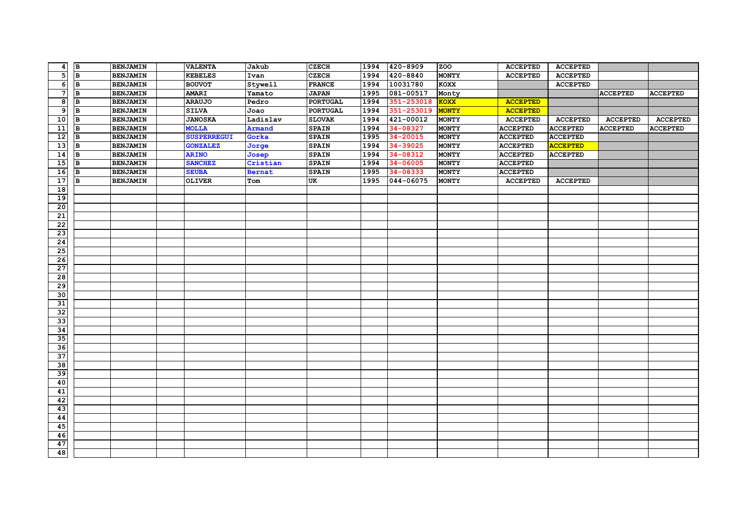| | | | | | | | | | | | | | |
|---|---|---|---|---|---|---|---|---|---|---|---|---|---|
| 4 | B | BENJAMIN | | VALENTA | Jakub | CZECH | 1994 | 420-8909 | ZOO | ACCEPTED | ACCEPTED | | |
| 5 | B | BENJAMIN | | KEBELES | Ivan | CZECH | 1994 | 420-8840 | MONTY | ACCEPTED | ACCEPTED | | |
| 6 | B | BENJAMIN | | BOUVOT | Stywell | FRANCE | 1994 | 10031780 | KOXX | | ACCEPTED | | |
| 7 | B | BENJAMIN | | AMARI | Yamato | JAPAN | 1995 | 081-00517 | Monty | | | ACCEPTED | ACCEPTED |
| 8 | B | BENJAMIN | | ARAUJO | Pedro | PORTUGAL | 1994 | 351-253018 | KOXX | ACCEPTED | | | |
| 9 | B | BENJAMIN | | SILVA | Joao | PORTUGAL | 1994 | 351-253019 | MONTY | ACCEPTED | | | |
| 10 | B | BENJAMIN | | JANOSKA | Ladislav | SLOVAK | 1994 | 421-00012 | MONTY | ACCEPTED | ACCEPTED | ACCEPTED | ACCEPTED |
| 11 | B | BENJAMIN | | MOLLA | Armand | SPAIN | 1994 | 34-08327 | MONTY | ACCEPTED | ACCEPTED | ACCEPTED | ACCEPTED |
| 12 | B | BENJAMIN | | SUSPERREGUI | Gorka | SPAIN | 1995 | 34-20015 | MONTY | ACCEPTED | ACCEPTED | | |
| 13 | B | BENJAMIN | | GONZALEZ | Jorge | SPAIN | 1994 | 34-39025 | MONTY | ACCEPTED | ACCEPTED | | |
| 14 | B | BENJAMIN | | ARINO | Josep | SPAIN | 1994 | 34-08312 | MONTY | ACCEPTED | ACCEPTED | | |
| 15 | B | BENJAMIN | | SANCHEZ | Cristian | SPAIN | 1994 | 34-06005 | MONTY | ACCEPTED | | | |
| 16 | B | BENJAMIN | | SEUBA | Bernat | SPAIN | 1995 | 34-08333 | MONTY | ACCEPTED | | | |
| 17 | B | BENJAMIN | | OLIVER | Tom | UK | 1995 | 044-06075 | MONTY | ACCEPTED | ACCEPTED | | |
| 18 | | | | | | | | | | | | | |
| 19 | | | | | | | | | | | | | |
| 20 | | | | | | | | | | | | | |
| 21 | | | | | | | | | | | | | |
| 22 | | | | | | | | | | | | | |
| 23 | | | | | | | | | | | | | |
| 24 | | | | | | | | | | | | | |
| 25 | | | | | | | | | | | | | |
| 26 | | | | | | | | | | | | | |
| 27 | | | | | | | | | | | | | |
| 28 | | | | | | | | | | | | | |
| 29 | | | | | | | | | | | | | |
| 30 | | | | | | | | | | | | | |
| 31 | | | | | | | | | | | | | |
| 32 | | | | | | | | | | | | | |
| 33 | | | | | | | | | | | | | |
| 34 | | | | | | | | | | | | | |
| 35 | | | | | | | | | | | | | |
| 36 | | | | | | | | | | | | | |
| 37 | | | | | | | | | | | | | |
| 38 | | | | | | | | | | | | | |
| 39 | | | | | | | | | | | | | |
| 40 | | | | | | | | | | | | | |
| 41 | | | | | | | | | | | | | |
| 42 | | | | | | | | | | | | | |
| 43 | | | | | | | | | | | | | |
| 44 | | | | | | | | | | | | | |
| 45 | | | | | | | | | | | | | |
| 46 | | | | | | | | | | | | | |
| 47 | | | | | | | | | | | | | |
| 48 | | | | | | | | | | | | | |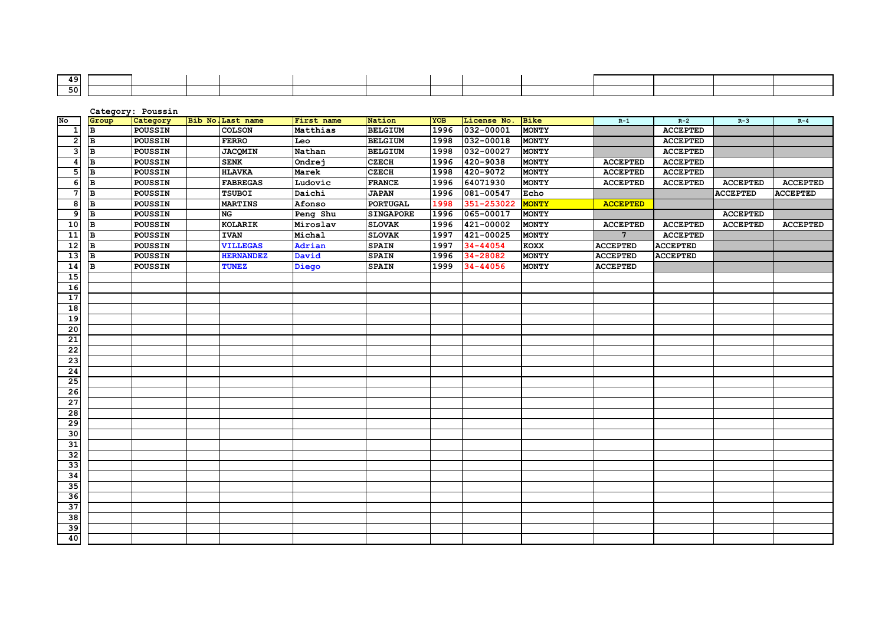| | | | | | | | | | | | | | |
|---|---|---|---|---|---|---|---|---|---|---|---|---|---|
| 49 | | | | | | | | | | | | | |
| 50 | | | | | | | | | | | | | |

Category: Poussin

| No | Group | Category | Bib No. | Last name | First name | Nation | YOB | License No. | Bike | R-1 | R-2 | R-3 | R-4 |
|---|---|---|---|---|---|---|---|---|---|---|---|---|---|
| 1 | B | POUSSIN | | COLSON | Matthias | BELGIUM | 1996 | 032-00001 | MONTY | | ACCEPTED | | |
| 2 | B | POUSSIN | | FERRO | Leo | BELGIUM | 1998 | 032-00018 | MONTY | | ACCEPTED | | |
| 3 | B | POUSSIN | | JACQMIN | Nathan | BELGIUM | 1998 | 032-00027 | MONTY | | ACCEPTED | | |
| 4 | B | POUSSIN | | SENK | Ondrej | CZECH | 1996 | 420-9038 | MONTY | ACCEPTED | ACCEPTED | | |
| 5 | B | POUSSIN | | HLAVKA | Marek | CZECH | 1998 | 420-9072 | MONTY | ACCEPTED | ACCEPTED | | |
| 6 | B | POUSSIN | | FABREGAS | Ludovic | FRANCE | 1996 | 64071930 | MONTY | ACCEPTED | ACCEPTED | ACCEPTED | ACCEPTED |
| 7 | B | POUSSIN | | TSUBOI | Daichi | JAPAN | 1996 | 081-00547 | Echo | | | ACCEPTED | ACCEPTED |
| 8 | B | POUSSIN | | MARTINS | Afonso | PORTUGAL | 1998 | 351-253022 | MONTY | ACCEPTED | | | |
| 9 | B | POUSSIN | | NG | Peng Shu | SINGAPORE | 1996 | 065-00017 | MONTY | | | ACCEPTED | |
| 10 | B | POUSSIN | | KOLARIK | Miroslav | SLOVAK | 1996 | 421-00002 | MONTY | ACCEPTED | ACCEPTED | ACCEPTED | ACCEPTED |
| 11 | B | POUSSIN | | IVAN | Michal | SLOVAK | 1997 | 421-00025 | MONTY | 7 | ACCEPTED | | |
| 12 | B | POUSSIN | | VILLEGAS | Adrian | SPAIN | 1997 | 34-44054 | KOXX | ACCEPTED | ACCEPTED | | |
| 13 | B | POUSSIN | | HERNANDEZ | David | SPAIN | 1996 | 34-28082 | MONTY | ACCEPTED | ACCEPTED | | |
| 14 | B | POUSSIN | | TUNEZ | Diego | SPAIN | 1999 | 34-44056 | MONTY | ACCEPTED | | | |
| 15 | | | | | | | | | | | | | |
| 16 | | | | | | | | | | | | | |
| 17 | | | | | | | | | | | | | |
| 18 | | | | | | | | | | | | | |
| 19 | | | | | | | | | | | | | |
| 20 | | | | | | | | | | | | | |
| 21 | | | | | | | | | | | | | |
| 22 | | | | | | | | | | | | | |
| 23 | | | | | | | | | | | | | |
| 24 | | | | | | | | | | | | | |
| 25 | | | | | | | | | | | | | |
| 26 | | | | | | | | | | | | | |
| 27 | | | | | | | | | | | | | |
| 28 | | | | | | | | | | | | | |
| 29 | | | | | | | | | | | | | |
| 30 | | | | | | | | | | | | | |
| 31 | | | | | | | | | | | | | |
| 32 | | | | | | | | | | | | | |
| 33 | | | | | | | | | | | | | |
| 34 | | | | | | | | | | | | | |
| 35 | | | | | | | | | | | | | |
| 36 | | | | | | | | | | | | | |
| 37 | | | | | | | | | | | | | |
| 38 | | | | | | | | | | | | | |
| 39 | | | | | | | | | | | | | |
| 40 | | | | | | | | | | | | | |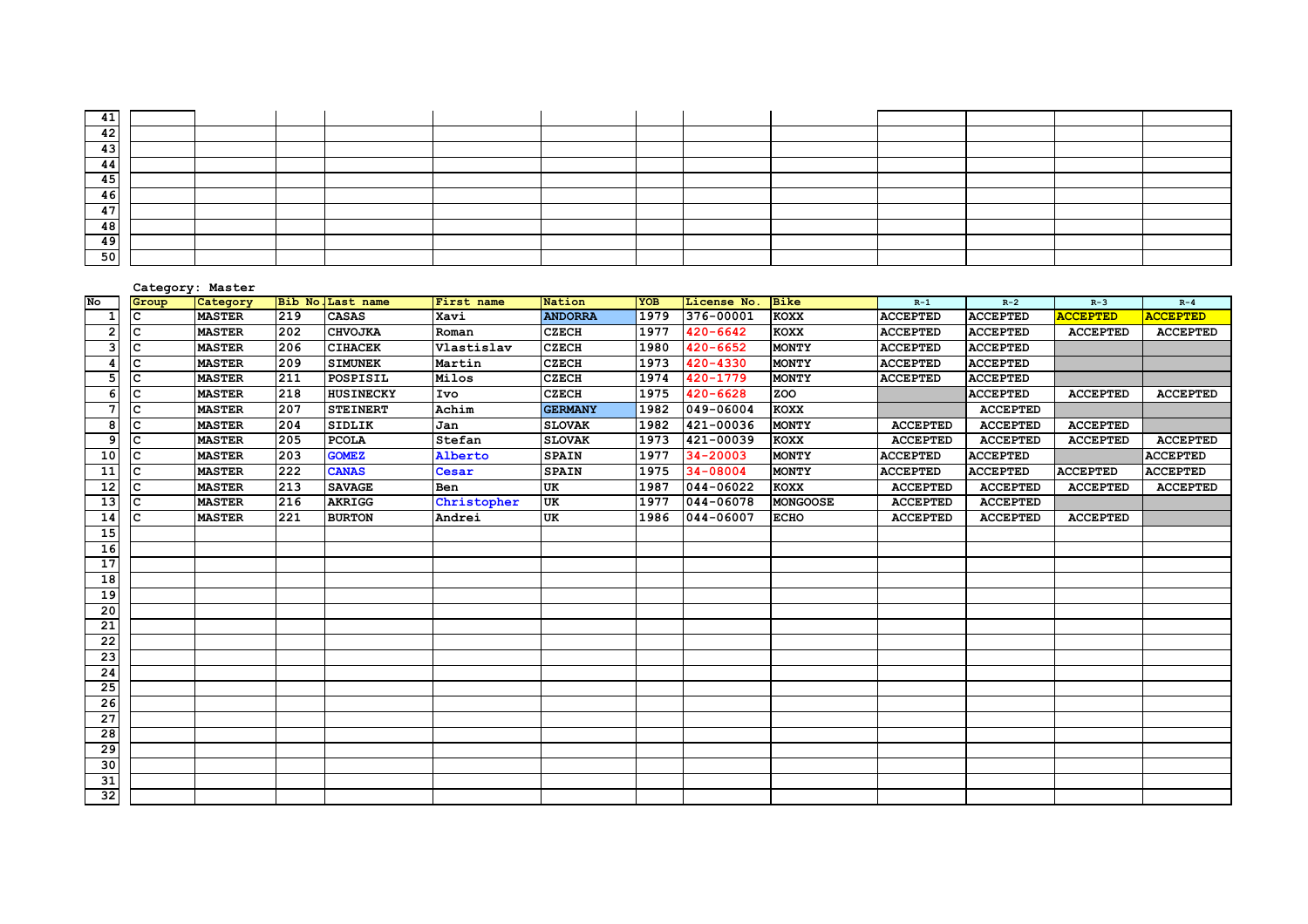| | | | | | | | | | | | | |
|---|---|---|---|---|---|---|---|---|---|---|---|---|
| 41 | | | | | | | | | | | | |
| 42 | | | | | | | | | | | | |
| 43 | | | | | | | | | | | | |
| 44 | | | | | | | | | | | | |
| 45 | | | | | | | | | | | | |
| 46 | | | | | | | | | | | | |
| 47 | | | | | | | | | | | | |
| 48 | | | | | | | | | | | | |
| 49 | | | | | | | | | | | | |
| 50 | | | | | | | | | | | | |

**Category: Master**

| No | Group | Category | Bib No. | Last name | First name | Nation | YOB | License No. | Bike | R-1 | R-2 | R-3 | R-4 |
|---|---|---|---|---|---|---|---|---|---|---|---|---|---|
| 1 | C | MASTER | 219 | CASAS | Xavi | ANDORRA | 1979 | 376-00001 | KOXX | ACCEPTED | ACCEPTED | ACCEPTED | ACCEPTED |
| 2 | C | MASTER | 202 | CHVOJKA | Roman | CZECH | 1977 | 420-6642 | KOXX | ACCEPTED | ACCEPTED | ACCEPTED | ACCEPTED |
| 3 | C | MASTER | 206 | CIHACEK | Vlastislav | CZECH | 1980 | 420-6652 | MONTY | ACCEPTED | ACCEPTED | | |
| 4 | C | MASTER | 209 | SIMUNEK | Martin | CZECH | 1973 | 420-4330 | MONTY | ACCEPTED | ACCEPTED | | |
| 5 | C | MASTER | 211 | POSPISIL | Milos | CZECH | 1974 | 420-1779 | MONTY | ACCEPTED | ACCEPTED | | |
| 6 | C | MASTER | 218 | HUSINECKY | Ivo | CZECH | 1975 | 420-6628 | ZOO | | ACCEPTED | ACCEPTED | ACCEPTED |
| 7 | C | MASTER | 207 | STEINERT | Achim | GERMANY | 1982 | 049-06004 | KOXX | | ACCEPTED | | |
| 8 | C | MASTER | 204 | SIDLIK | Jan | SLOVAK | 1982 | 421-00036 | MONTY | ACCEPTED | ACCEPTED | ACCEPTED | |
| 9 | C | MASTER | 205 | PCOLA | Stefan | SLOVAK | 1973 | 421-00039 | KOXX | ACCEPTED | ACCEPTED | ACCEPTED | ACCEPTED |
| 10 | C | MASTER | 203 | GOMEZ | Alberto | SPAIN | 1977 | 34-20003 | MONTY | ACCEPTED | ACCEPTED | | ACCEPTED |
| 11 | C | MASTER | 222 | CANAS | Cesar | SPAIN | 1975 | 34-08004 | MONTY | ACCEPTED | ACCEPTED | ACCEPTED | ACCEPTED |
| 12 | C | MASTER | 213 | SAVAGE | Ben | UK | 1987 | 044-06022 | KOXX | ACCEPTED | ACCEPTED | ACCEPTED | ACCEPTED |
| 13 | C | MASTER | 216 | AKRIGG | Christopher | UK | 1977 | 044-06078 | MONGOOSE | ACCEPTED | ACCEPTED | | |
| 14 | C | MASTER | 221 | BURTON | Andrei | UK | 1986 | 044-06007 | ECHO | ACCEPTED | ACCEPTED | ACCEPTED | |
| 15 | | | | | | | | | | | | | |
| 16 | | | | | | | | | | | | | |
| 17 | | | | | | | | | | | | | |
| 18 | | | | | | | | | | | | | |
| 19 | | | | | | | | | | | | | |
| 20 | | | | | | | | | | | | | |
| 21 | | | | | | | | | | | | | |
| 22 | | | | | | | | | | | | | |
| 23 | | | | | | | | | | | | | |
| 24 | | | | | | | | | | | | | |
| 25 | | | | | | | | | | | | | |
| 26 | | | | | | | | | | | | | |
| 27 | | | | | | | | | | | | | |
| 28 | | | | | | | | | | | | | |
| 29 | | | | | | | | | | | | | |
| 30 | | | | | | | | | | | | | |
| 31 | | | | | | | | | | | | | |
| 32 | | | | | | | | | | | | | |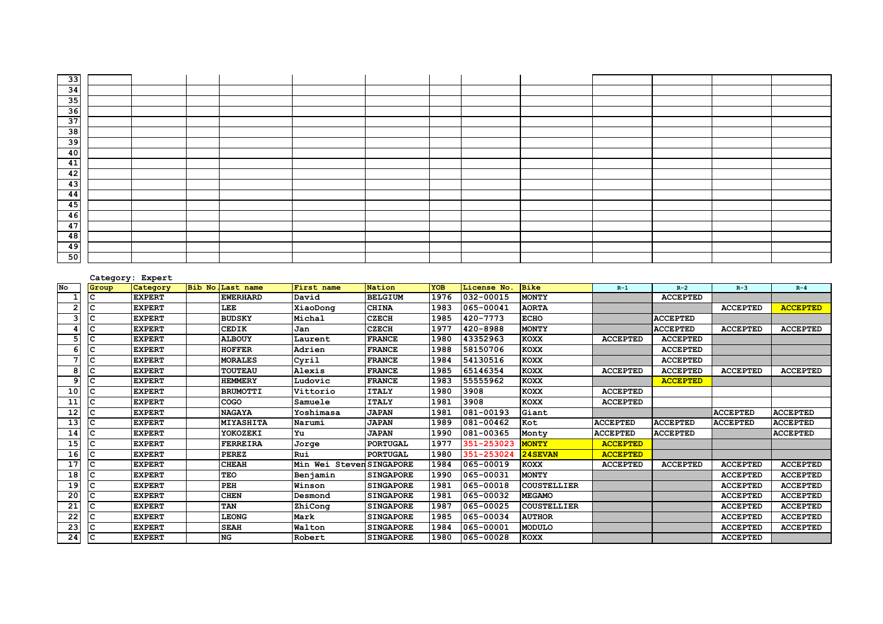| 33 | | | | | | | | | | | | | |
|---|---|---|---|---|---|---|---|---|---|---|---|---|---|
| 34 | | | | | | | | | | | | | |
| 35 | | | | | | | | | | | | | |
| 36 | | | | | | | | | | | | | |
| 37 | | | | | | | | | | | | | |
| 38 | | | | | | | | | | | | | |
| 39 | | | | | | | | | | | | | |
| 40 | | | | | | | | | | | | | |
| 41 | | | | | | | | | | | | | |
| 42 | | | | | | | | | | | | | |
| 43 | | | | | | | | | | | | | |
| 44 | | | | | | | | | | | | | |
| 45 | | | | | | | | | | | | | |
| 46 | | | | | | | | | | | | | |
| 47 | | | | | | | | | | | | | |
| 48 | | | | | | | | | | | | | |
| 49 | | | | | | | | | | | | | |
| 50 | | | | | | | | | | | | | |

**Category: Expert**

| No | Group | Category | Bib No. | Last name | First name | Nation | YOB | License No. | Bike | R-1 | R-2 | R-3 | R-4 |
|---|---|---|---|---|---|---|---|---|---|---|---|---|---|
| 1 | C | EXPERT | | EWERHARD | David | BELGIUM | 1976 | 032-00015 | MONTY | | ACCEPTED | | |
| 2 | C | EXPERT | | LEE | XiaoDong | CHINA | 1983 | 065-00041 | AORTA | | | ACCEPTED | ACCEPTED |
| 3 | C | EXPERT | | BUDSKY | Michal | CZECH | 1985 | 420-7773 | ECHO | | ACCEPTED | | |
| 4 | C | EXPERT | | CEDIK | Jan | CZECH | 1977 | 420-8988 | MONTY | | ACCEPTED | ACCEPTED | ACCEPTED |
| 5 | C | EXPERT | | ALBOUY | Laurent | FRANCE | 1980 | 43352963 | KOXX | ACCEPTED | ACCEPTED | | |
| 6 | C | EXPERT | | HOFFER | Adrien | FRANCE | 1988 | 58150706 | KOXX | | ACCEPTED | | |
| 7 | C | EXPERT | | MORALES | Cyril | FRANCE | 1984 | 54130516 | KOXX | | ACCEPTED | | |
| 8 | C | EXPERT | | TOUTEAU | Alexis | FRANCE | 1985 | 65146354 | KOXX | ACCEPTED | ACCEPTED | ACCEPTED | ACCEPTED |
| 9 | C | EXPERT | | HEMMERY | Ludovic | FRANCE | 1983 | 55555962 | KOXX | | ACCEPTED | | |
| 10 | C | EXPERT | | BRUMOTTI | Vittorio | ITALY | 1980 | 3908 | KOXX | ACCEPTED | | | |
| 11 | C | EXPERT | | COGO | Samuele | ITALY | 1981 | 3908 | KOXX | ACCEPTED | | | |
| 12 | C | EXPERT | | NAGAYA | Yoshimasa | JAPAN | 1981 | 081-00193 | Giant | | | ACCEPTED | ACCEPTED |
| 13 | C | EXPERT | | MIYASHITA | Narumi | JAPAN | 1989 | 081-00462 | Kot | ACCEPTED | ACCEPTED | ACCEPTED | ACCEPTED |
| 14 | C | EXPERT | | YOKOZEKI | Yu | JAPAN | 1990 | 081-00365 | Monty | ACCEPTED | ACCEPTED | | ACCEPTED |
| 15 | C | EXPERT | | FERREIRA | Jorge | PORTUGAL | 1977 | 351-253023 | MONTY | ACCEPTED | | | |
| 16 | C | EXPERT | | PEREZ | Rui | PORTUGAL | 1980 | 351-253024 | 24SEVAN | ACCEPTED | | | |
| 17 | C | EXPERT | | CHEAH | Min Wei Steven | SINGAPORE | 1984 | 065-00019 | KOXX | ACCEPTED | ACCEPTED | ACCEPTED | ACCEPTED |
| 18 | C | EXPERT | | TEO | Benjamin | SINGAPORE | 1990 | 065-00031 | MONTY | | | ACCEPTED | ACCEPTED |
| 19 | C | EXPERT | | PEH | Winson | SINGAPORE | 1981 | 065-00018 | COUSTELLIER | | | ACCEPTED | ACCEPTED |
| 20 | C | EXPERT | | CHEN | Desmond | SINGAPORE | 1981 | 065-00032 | MEGAMO | | | ACCEPTED | ACCEPTED |
| 21 | C | EXPERT | | TAN | ZhiCong | SINGAPORE | 1987 | 065-00025 | COUSTELLIER | | | ACCEPTED | ACCEPTED |
| 22 | C | EXPERT | | LEONG | Mark | SINGAPORE | 1985 | 065-00034 | AUTHOR | | | ACCEPTED | ACCEPTED |
| 23 | C | EXPERT | | SEAH | Walton | SINGAPORE | 1984 | 065-00001 | MODULO | | | ACCEPTED | ACCEPTED |
| 24 | C | EXPERT | | NG | Robert | SINGAPORE | 1980 | 065-00028 | KOXX | | | ACCEPTED | |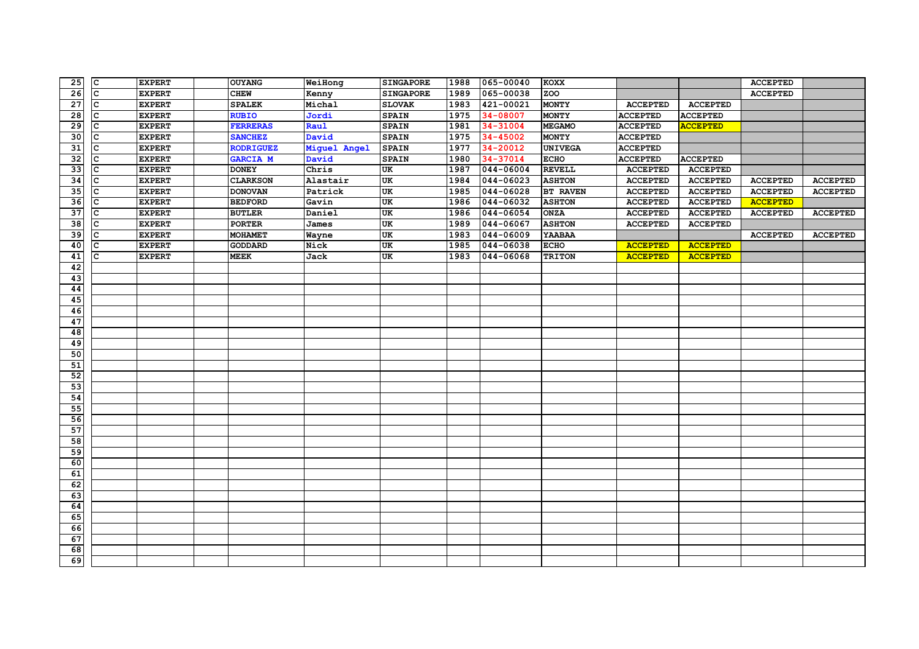| | | | | | | | | | | | | | |
|---|---|---|---|---|---|---|---|---|---|---|---|---|---|
| 25 | C | EXPERT | | OUYANG | WeiHong | SINGAPORE | 1988 | 065-00040 | KOXX | | | ACCEPTED | |
| 26 | C | EXPERT | | CHEW | Kenny | SINGAPORE | 1989 | 065-00038 | ZOO | | | ACCEPTED | |
| 27 | C | EXPERT | | SPALEK | Michal | SLOVAK | 1983 | 421-00021 | MONTY | ACCEPTED | ACCEPTED | | |
| 28 | C | EXPERT | | RUBIO | Jordi | SPAIN | 1975 | 34-08007 | MONTY | ACCEPTED | ACCEPTED | | |
| 29 | C | EXPERT | | FERRERAS | Raul | SPAIN | 1981 | 34-31004 | MEGAMO | ACCEPTED | ACCEPTED | | |
| 30 | C | EXPERT | | SANCHEZ | David | SPAIN | 1975 | 34-45002 | MONTY | ACCEPTED | | | |
| 31 | C | EXPERT | | RODRIGUEZ | Miguel Angel | SPAIN | 1977 | 34-20012 | UNIVEGA | ACCEPTED | | | |
| 32 | C | EXPERT | | GARCIA M | David | SPAIN | 1980 | 34-37014 | ECHO | ACCEPTED | ACCEPTED | | |
| 33 | C | EXPERT | | DONEY | Chris | UK | 1987 | 044-06004 | REVELL | ACCEPTED | ACCEPTED | | |
| 34 | C | EXPERT | | CLARKSON | Alastair | UK | 1984 | 044-06023 | ASHTON | ACCEPTED | ACCEPTED | ACCEPTED | ACCEPTED |
| 35 | C | EXPERT | | DONOVAN | Patrick | UK | 1985 | 044-06028 | BT RAVEN | ACCEPTED | ACCEPTED | ACCEPTED | ACCEPTED |
| 36 | C | EXPERT | | BEDFORD | Gavin | UK | 1986 | 044-06032 | ASHTON | ACCEPTED | ACCEPTED | ACCEPTED | |
| 37 | C | EXPERT | | BUTLER | Daniel | UK | 1986 | 044-06054 | ONZA | ACCEPTED | ACCEPTED | ACCEPTED | ACCEPTED |
| 38 | C | EXPERT | | PORTER | James | UK | 1989 | 044-06067 | ASHTON | ACCEPTED | ACCEPTED | | |
| 39 | C | EXPERT | | MOHAMET | Wayne | UK | 1983 | 044-06009 | YAABAA | | | ACCEPTED | ACCEPTED |
| 40 | C | EXPERT | | GODDARD | Nick | UK | 1985 | 044-06038 | ECHO | ACCEPTED | ACCEPTED | | |
| 41 | C | EXPERT | | MEEK | Jack | UK | 1983 | 044-06068 | TRITON | ACCEPTED | ACCEPTED | | |
| 42 | | | | | | | | | | | | | |
| 43 | | | | | | | | | | | | | |
| 44 | | | | | | | | | | | | | |
| 45 | | | | | | | | | | | | | |
| 46 | | | | | | | | | | | | | |
| 47 | | | | | | | | | | | | | |
| 48 | | | | | | | | | | | | | |
| 49 | | | | | | | | | | | | | |
| 50 | | | | | | | | | | | | | |
| 51 | | | | | | | | | | | | | |
| 52 | | | | | | | | | | | | | |
| 53 | | | | | | | | | | | | | |
| 54 | | | | | | | | | | | | | |
| 55 | | | | | | | | | | | | | |
| 56 | | | | | | | | | | | | | |
| 57 | | | | | | | | | | | | | |
| 58 | | | | | | | | | | | | | |
| 59 | | | | | | | | | | | | | |
| 60 | | | | | | | | | | | | | |
| 61 | | | | | | | | | | | | | |
| 62 | | | | | | | | | | | | | |
| 63 | | | | | | | | | | | | | |
| 64 | | | | | | | | | | | | | |
| 65 | | | | | | | | | | | | | |
| 66 | | | | | | | | | | | | | |
| 67 | | | | | | | | | | | | | |
| 68 | | | | | | | | | | | | | |
| 69 | | | | | | | | | | | | | |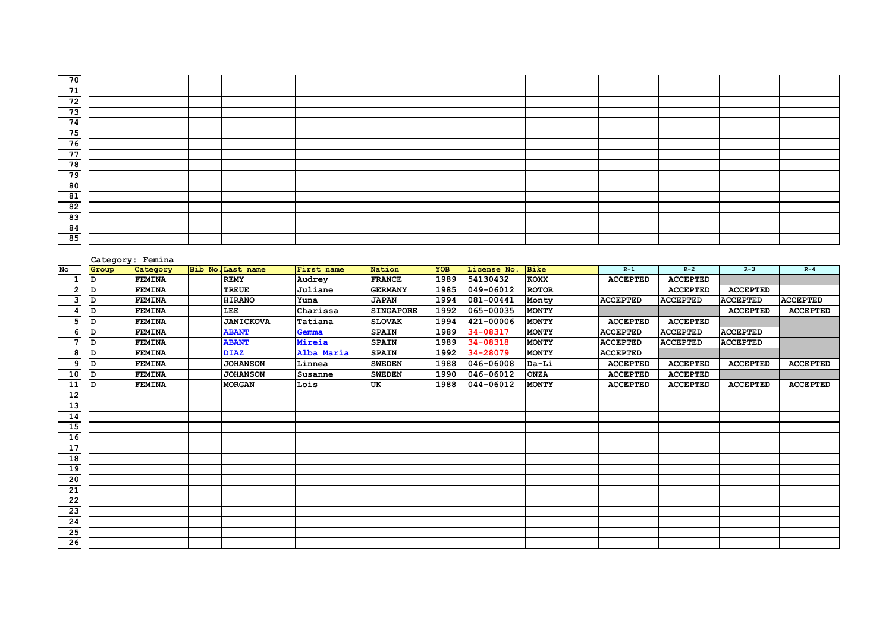| No | | | | | | | | | | | | |
|---|---|---|---|---|---|---|---|---|---|---|---|---|
| 70 | | | | | | | | | | | | |
| 71 | | | | | | | | | | | | |
| 72 | | | | | | | | | | | | |
| 73 | | | | | | | | | | | | |
| 74 | | | | | | | | | | | | |
| 75 | | | | | | | | | | | | |
| 76 | | | | | | | | | | | | |
| 77 | | | | | | | | | | | | |
| 78 | | | | | | | | | | | | |
| 79 | | | | | | | | | | | | |
| 80 | | | | | | | | | | | | |
| 81 | | | | | | | | | | | | |
| 82 | | | | | | | | | | | | |
| 83 | | | | | | | | | | | | |
| 84 | | | | | | | | | | | | |
| 85 | | | | | | | | | | | | |

Category: Femina

| No | Group | Category | Bib No. | Last name | First name | Nation | YOB | License No. | Bike | R-1 | R-2 | R-3 | R-4 |
|---|---|---|---|---|---|---|---|---|---|---|---|---|---|
| 1 | D | FEMINA | | REMY | Audrey | FRANCE | 1989 | 54130432 | KOXX | ACCEPTED | ACCEPTED | | |
| 2 | D | FEMINA | | TREUE | Juliane | GERMANY | 1985 | 049-06012 | ROTOR | | ACCEPTED | ACCEPTED | |
| 3 | D | FEMINA | | HIRANO | Yuna | JAPAN | 1994 | 081-00441 | Monty | ACCEPTED | ACCEPTED | ACCEPTED | ACCEPTED |
| 4 | D | FEMINA | | LEE | Charissa | SINGAPORE | 1992 | 065-00035 | MONTY | | | ACCEPTED | ACCEPTED |
| 5 | D | FEMINA | | JANICKOVA | Tatiana | SLOVAK | 1994 | 421-00006 | MONTY | ACCEPTED | ACCEPTED | | |
| 6 | D | FEMINA | | ABANT | Gemma | SPAIN | 1989 | 34-08317 | MONTY | ACCEPTED | ACCEPTED | ACCEPTED | |
| 7 | D | FEMINA | | ABANT | Mireia | SPAIN | 1989 | 34-08318 | MONTY | ACCEPTED | ACCEPTED | ACCEPTED | |
| 8 | D | FEMINA | | DIAZ | Alba Maria | SPAIN | 1992 | 34-28079 | MONTY | ACCEPTED | | | |
| 9 | D | FEMINA | | JOHANSON | Linnea | SWEDEN | 1988 | 046-06008 | Da-Li | ACCEPTED | ACCEPTED | ACCEPTED | ACCEPTED |
| 10 | D | FEMINA | | JOHANSON | Susanne | SWEDEN | 1990 | 046-06012 | ONZA | ACCEPTED | ACCEPTED | | |
| 11 | D | FEMINA | | MORGAN | Lois | UK | 1988 | 044-06012 | MONTY | ACCEPTED | ACCEPTED | ACCEPTED | ACCEPTED |
| 12 | | | | | | | | | | | | | |
| 13 | | | | | | | | | | | | | |
| 14 | | | | | | | | | | | | | |
| 15 | | | | | | | | | | | | | |
| 16 | | | | | | | | | | | | | |
| 17 | | | | | | | | | | | | | |
| 18 | | | | | | | | | | | | | |
| 19 | | | | | | | | | | | | | |
| 20 | | | | | | | | | | | | | |
| 21 | | | | | | | | | | | | | |
| 22 | | | | | | | | | | | | | |
| 23 | | | | | | | | | | | | | |
| 24 | | | | | | | | | | | | | |
| 25 | | | | | | | | | | | | | |
| 26 | | | | | | | | | | | | | |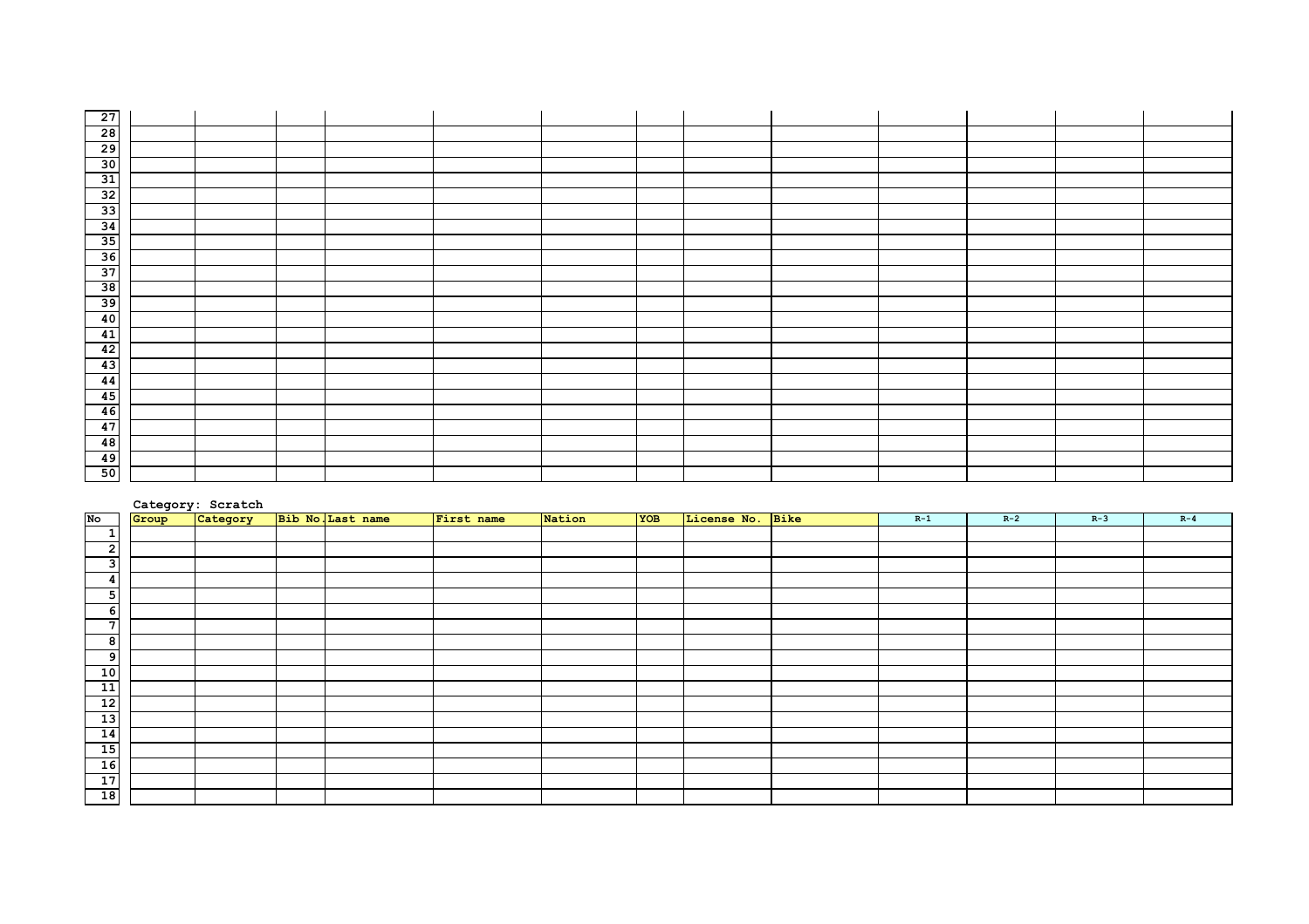| No | Group | Category | Bib No. | Last name | First name | Nation | YOB | License No. | Bike | R-1 | R-2 | R-3 | R-4 |
|---|---|---|---|---|---|---|---|---|---|---|---|---|---|
| 27 | | | | | | | | | | | | | |
| 28 | | | | | | | | | | | | | |
| 29 | | | | | | | | | | | | | |
| 30 | | | | | | | | | | | | | |
| 31 | | | | | | | | | | | | | |
| 32 | | | | | | | | | | | | | |
| 33 | | | | | | | | | | | | | |
| 34 | | | | | | | | | | | | | |
| 35 | | | | | | | | | | | | | |
| 36 | | | | | | | | | | | | | |
| 37 | | | | | | | | | | | | | |
| 38 | | | | | | | | | | | | | |
| 39 | | | | | | | | | | | | | |
| 40 | | | | | | | | | | | | | |
| 41 | | | | | | | | | | | | | |
| 42 | | | | | | | | | | | | | |
| 43 | | | | | | | | | | | | | |
| 44 | | | | | | | | | | | | | |
| 45 | | | | | | | | | | | | | |
| 46 | | | | | | | | | | | | | |
| 47 | | | | | | | | | | | | | |
| 48 | | | | | | | | | | | | | |
| 49 | | | | | | | | | | | | | |
| 50 | | | | | | | | | | | | | |

Category: Scratch

| No | Group | Category | Bib No. | Last name | First name | Nation | YOB | License No. | Bike | R-1 | R-2 | R-3 | R-4 |
|---|---|---|---|---|---|---|---|---|---|---|---|---|---|
| 1 | | | | | | | | | | | | | |
| 2 | | | | | | | | | | | | | |
| 3 | | | | | | | | | | | | | |
| 4 | | | | | | | | | | | | | |
| 5 | | | | | | | | | | | | | |
| 6 | | | | | | | | | | | | | |
| 7 | | | | | | | | | | | | | |
| 8 | | | | | | | | | | | | | |
| 9 | | | | | | | | | | | | | |
| 10 | | | | | | | | | | | | | |
| 11 | | | | | | | | | | | | | |
| 12 | | | | | | | | | | | | | |
| 13 | | | | | | | | | | | | | |
| 14 | | | | | | | | | | | | | |
| 15 | | | | | | | | | | | | | |
| 16 | | | | | | | | | | | | | |
| 17 | | | | | | | | | | | | | |
| 18 | | | | | | | | | | | | | |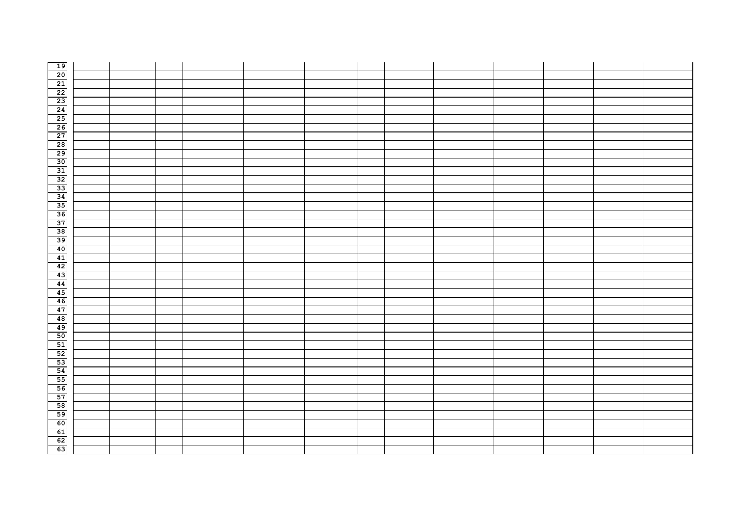| | | | | | | | | | | | | | |
|---|---|---|---|---|---|---|---|---|---|---|---|---|---|
| 19 | | | | | | | | | | | | | |
| 20 | | | | | | | | | | | | | |
| 21 | | | | | | | | | | | | | |
| 22 | | | | | | | | | | | | | |
| 23 | | | | | | | | | | | | | |
| 24 | | | | | | | | | | | | | |
| 25 | | | | | | | | | | | | | |
| 26 | | | | | | | | | | | | | |
| 27 | | | | | | | | | | | | | |
| 28 | | | | | | | | | | | | | |
| 29 | | | | | | | | | | | | | |
| 30 | | | | | | | | | | | | | |
| 31 | | | | | | | | | | | | | |
| 32 | | | | | | | | | | | | | |
| 33 | | | | | | | | | | | | | |
| 34 | | | | | | | | | | | | | |
| 35 | | | | | | | | | | | | | |
| 36 | | | | | | | | | | | | | |
| 37 | | | | | | | | | | | | | |
| 38 | | | | | | | | | | | | | |
| 39 | | | | | | | | | | | | | |
| 40 | | | | | | | | | | | | | |
| 41 | | | | | | | | | | | | | |
| 42 | | | | | | | | | | | | | |
| 43 | | | | | | | | | | | | | |
| 44 | | | | | | | | | | | | | |
| 45 | | | | | | | | | | | | | |
| 46 | | | | | | | | | | | | | |
| 47 | | | | | | | | | | | | | |
| 48 | | | | | | | | | | | | | |
| 49 | | | | | | | | | | | | | |
| 50 | | | | | | | | | | | | | |
| 51 | | | | | | | | | | | | | |
| 52 | | | | | | | | | | | | | |
| 53 | | | | | | | | | | | | | |
| 54 | | | | | | | | | | | | | |
| 55 | | | | | | | | | | | | | |
| 56 | | | | | | | | | | | | | |
| 57 | | | | | | | | | | | | | |
| 58 | | | | | | | | | | | | | |
| 59 | | | | | | | | | | | | | |
| 60 | | | | | | | | | | | | | |
| 61 | | | | | | | | | | | | | |
| 62 | | | | | | | | | | | | | |
| 63 | | | | | | | | | | | | | |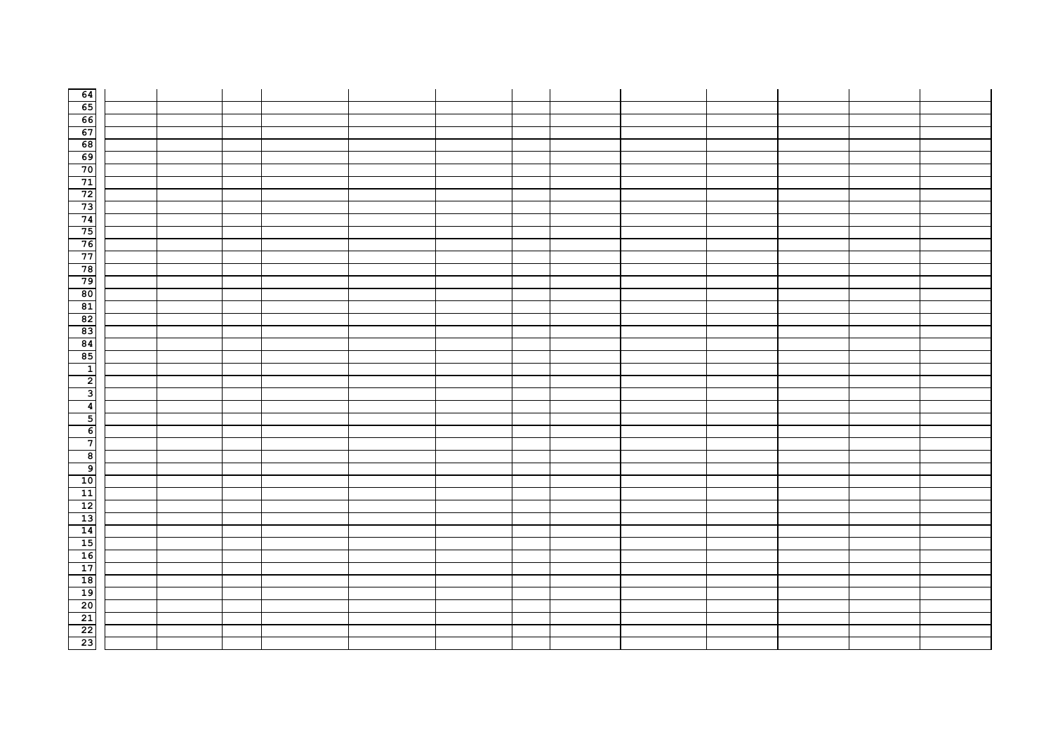| | | | | | | | | | | | | | |
|---|---|---|---|---|---|---|---|---|---|---|---|---|---|
| 64 | | | | | | | | | | | | | |
| 65 | | | | | | | | | | | | | |
| 66 | | | | | | | | | | | | | |
| 67 | | | | | | | | | | | | | |
| 68 | | | | | | | | | | | | | |
| 69 | | | | | | | | | | | | | |
| 70 | | | | | | | | | | | | | |
| 71 | | | | | | | | | | | | | |
| 72 | | | | | | | | | | | | | |
| 73 | | | | | | | | | | | | | |
| 74 | | | | | | | | | | | | | |
| 75 | | | | | | | | | | | | | |
| 76 | | | | | | | | | | | | | |
| 77 | | | | | | | | | | | | | |
| 78 | | | | | | | | | | | | | |
| 79 | | | | | | | | | | | | | |
| 80 | | | | | | | | | | | | | |
| 81 | | | | | | | | | | | | | |
| 82 | | | | | | | | | | | | | |
| 83 | | | | | | | | | | | | | |
| 84 | | | | | | | | | | | | | |
| 85 | | | | | | | | | | | | | |
| 1 | | | | | | | | | | | | | |
| 2 | | | | | | | | | | | | | |
| 3 | | | | | | | | | | | | | |
| 4 | | | | | | | | | | | | | |
| 5 | | | | | | | | | | | | | |
| 6 | | | | | | | | | | | | | |
| 7 | | | | | | | | | | | | | |
| 8 | | | | | | | | | | | | | |
| 9 | | | | | | | | | | | | | |
| 10 | | | | | | | | | | | | | |
| 11 | | | | | | | | | | | | | |
| 12 | | | | | | | | | | | | | |
| 13 | | | | | | | | | | | | | |
| 14 | | | | | | | | | | | | | |
| 15 | | | | | | | | | | | | | |
| 16 | | | | | | | | | | | | | |
| 17 | | | | | | | | | | | | | |
| 18 | | | | | | | | | | | | | |
| 19 | | | | | | | | | | | | | |
| 20 | | | | | | | | | | | | | |
| 21 | | | | | | | | | | | | | |
| 22 | | | | | | | | | | | | | |
| 23 | | | | | | | | | | | | | |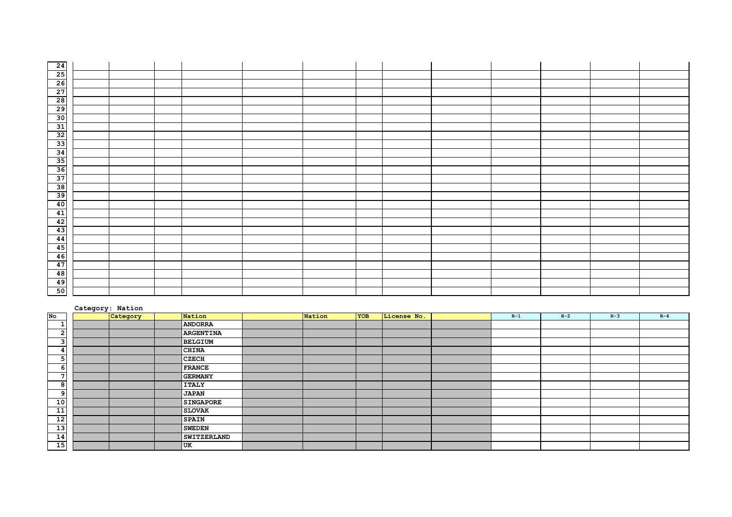| | | | | | | | | | | | | | |
|---|---|---|---|---|---|---|---|---|---|---|---|---|---|
| 24 | | | | | | | | | | | | | |
| 25 | | | | | | | | | | | | | |
| 26 | | | | | | | | | | | | | |
| 27 | | | | | | | | | | | | | |
| 28 | | | | | | | | | | | | | |
| 29 | | | | | | | | | | | | | |
| 30 | | | | | | | | | | | | | |
| 31 | | | | | | | | | | | | | |
| 32 | | | | | | | | | | | | | |
| 33 | | | | | | | | | | | | | |
| 34 | | | | | | | | | | | | | |
| 35 | | | | | | | | | | | | | |
| 36 | | | | | | | | | | | | | |
| 37 | | | | | | | | | | | | | |
| 38 | | | | | | | | | | | | | |
| 39 | | | | | | | | | | | | | |
| 40 | | | | | | | | | | | | | |
| 41 | | | | | | | | | | | | | |
| 42 | | | | | | | | | | | | | |
| 43 | | | | | | | | | | | | | |
| 44 | | | | | | | | | | | | | |
| 45 | | | | | | | | | | | | | |
| 46 | | | | | | | | | | | | | |
| 47 | | | | | | | | | | | | | |
| 48 | | | | | | | | | | | | | |
| 49 | | | | | | | | | | | | | |
| 50 | | | | | | | | | | | | | |

**Category: Nation**

| No | | Category | | Nation | | Nation | YOB | License No. | | R-1 | R-2 | R-3 | R-4 |
|---|---|---|---|---|---|---|---|---|---|---|---|---|---|
| 1 | | | | ANDORRA | | | | | | | | | |
| 2 | | | | ARGENTINA | | | | | | | | | |
| 3 | | | | BELGIUM | | | | | | | | | |
| 4 | | | | CHINA | | | | | | | | | |
| 5 | | | | CZECH | | | | | | | | | |
| 6 | | | | FRANCE | | | | | | | | | |
| 7 | | | | GERMANY | | | | | | | | | |
| 8 | | | | ITALY | | | | | | | | | |
| 9 | | | | JAPAN | | | | | | | | | |
| 10 | | | | SINGAPORE | | | | | | | | | |
| 11 | | | | SLOVAK | | | | | | | | | |
| 12 | | | | SPAIN | | | | | | | | | |
| 13 | | | | SWEDEN | | | | | | | | | |
| 14 | | | | SWITZERLAND | | | | | | | | | |
| 15 | | | | UK | | | | | | | | | |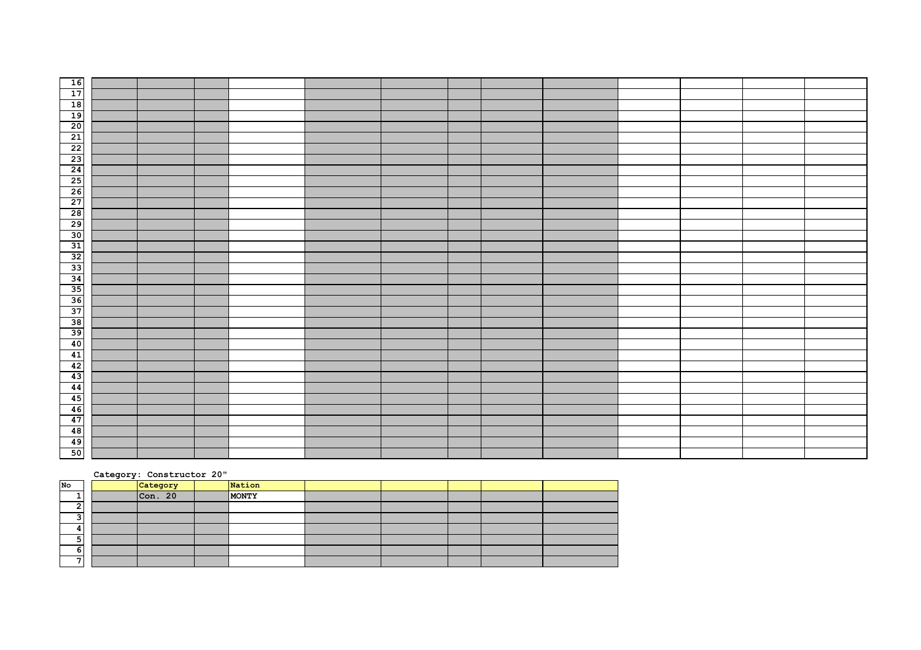| | | | | | | | | | | | | | |
|---|---|---|---|---|---|---|---|---|---|---|---|---|---|
| 16 | | | | | | | | | | | | | |
| 17 | | | | | | | | | | | | | |
| 18 | | | | | | | | | | | | | |
| 19 | | | | | | | | | | | | | |
| 20 | | | | | | | | | | | | | |
| 21 | | | | | | | | | | | | | |
| 22 | | | | | | | | | | | | | |
| 23 | | | | | | | | | | | | | |
| 24 | | | | | | | | | | | | | |
| 25 | | | | | | | | | | | | | |
| 26 | | | | | | | | | | | | | |
| 27 | | | | | | | | | | | | | |
| 28 | | | | | | | | | | | | | |
| 29 | | | | | | | | | | | | | |
| 30 | | | | | | | | | | | | | |
| 31 | | | | | | | | | | | | | |
| 32 | | | | | | | | | | | | | |
| 33 | | | | | | | | | | | | | |
| 34 | | | | | | | | | | | | | |
| 35 | | | | | | | | | | | | | |
| 36 | | | | | | | | | | | | | |
| 37 | | | | | | | | | | | | | |
| 38 | | | | | | | | | | | | | |
| 39 | | | | | | | | | | | | | |
| 40 | | | | | | | | | | | | | |
| 41 | | | | | | | | | | | | | |
| 42 | | | | | | | | | | | | | |
| 43 | | | | | | | | | | | | | |
| 44 | | | | | | | | | | | | | |
| 45 | | | | | | | | | | | | | |
| 46 | | | | | | | | | | | | | |
| 47 | | | | | | | | | | | | | |
| 48 | | | | | | | | | | | | | |
| 49 | | | | | | | | | | | | | |
| 50 | | | | | | | | | | | | | |

**Category: Constructor 20"**

| No | | Category | | Nation | | | | | |
|---|---|---|---|---|---|---|---|---|---|
| 1 | | Con. 20 | | **MONTY** | | | | | |
| 2 | | | | | | | | | |
| 3 | | | | | | | | | |
| 4 | | | | | | | | | |
| 5 | | | | | | | | | |
| 6 | | | | | | | | | |
| 7 | | | | | | | | | |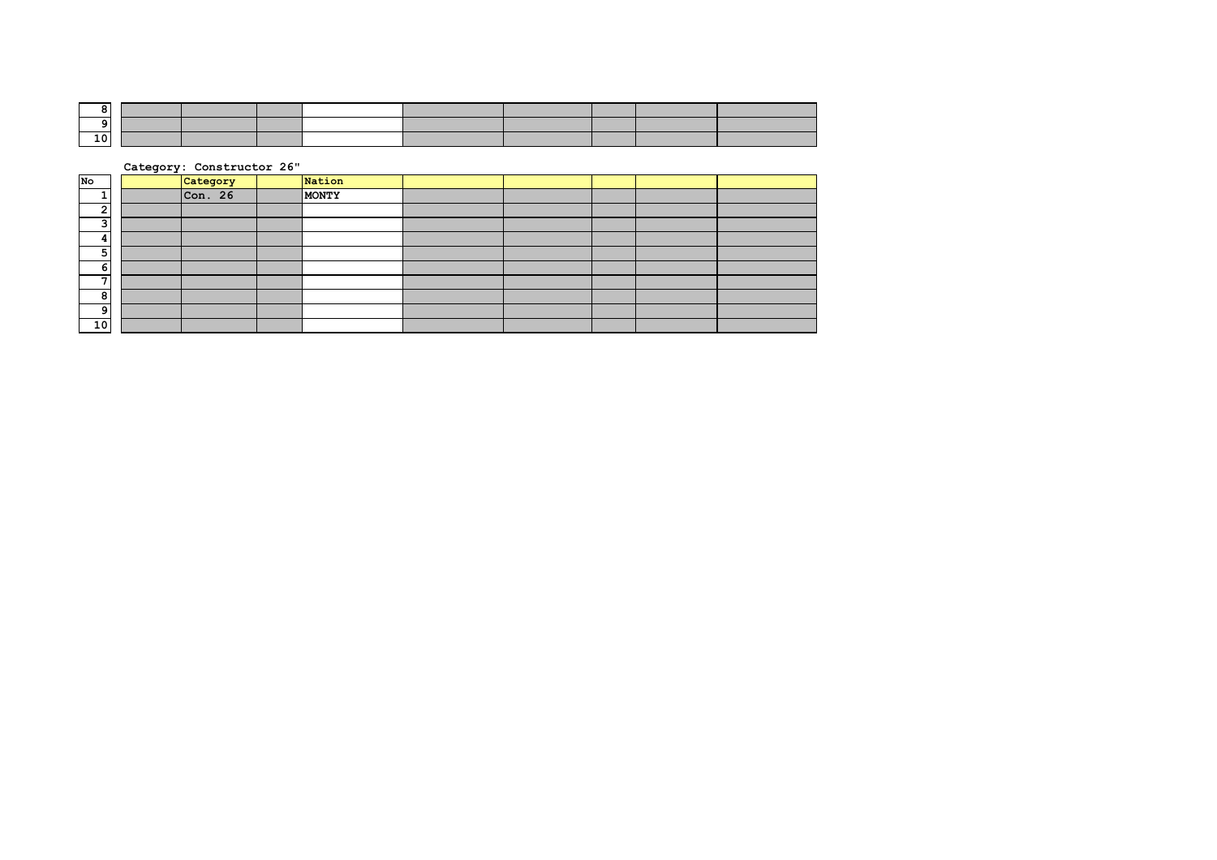| | | | | | | | | | |
|---|---|---|---|---|---|---|---|---|---|
| 8 | | | | | | | | | |
| 9 | | | | | | | | | |
| 10 | | | | | | | | | |

Category: Constructor 26"

| No | | Category | | Nation | | | | | |
|---|---|---|---|---|---|---|---|---|---|
| 1 | | Con. 26 | | MONTY | | | | | |
| 2 | | | | | | | | | |
| 3 | | | | | | | | | |
| 4 | | | | | | | | | |
| 5 | | | | | | | | | |
| 6 | | | | | | | | | |
| 7 | | | | | | | | | |
| 8 | | | | | | | | | |
| 9 | | | | | | | | | |
| 10 | | | | | | | | | |